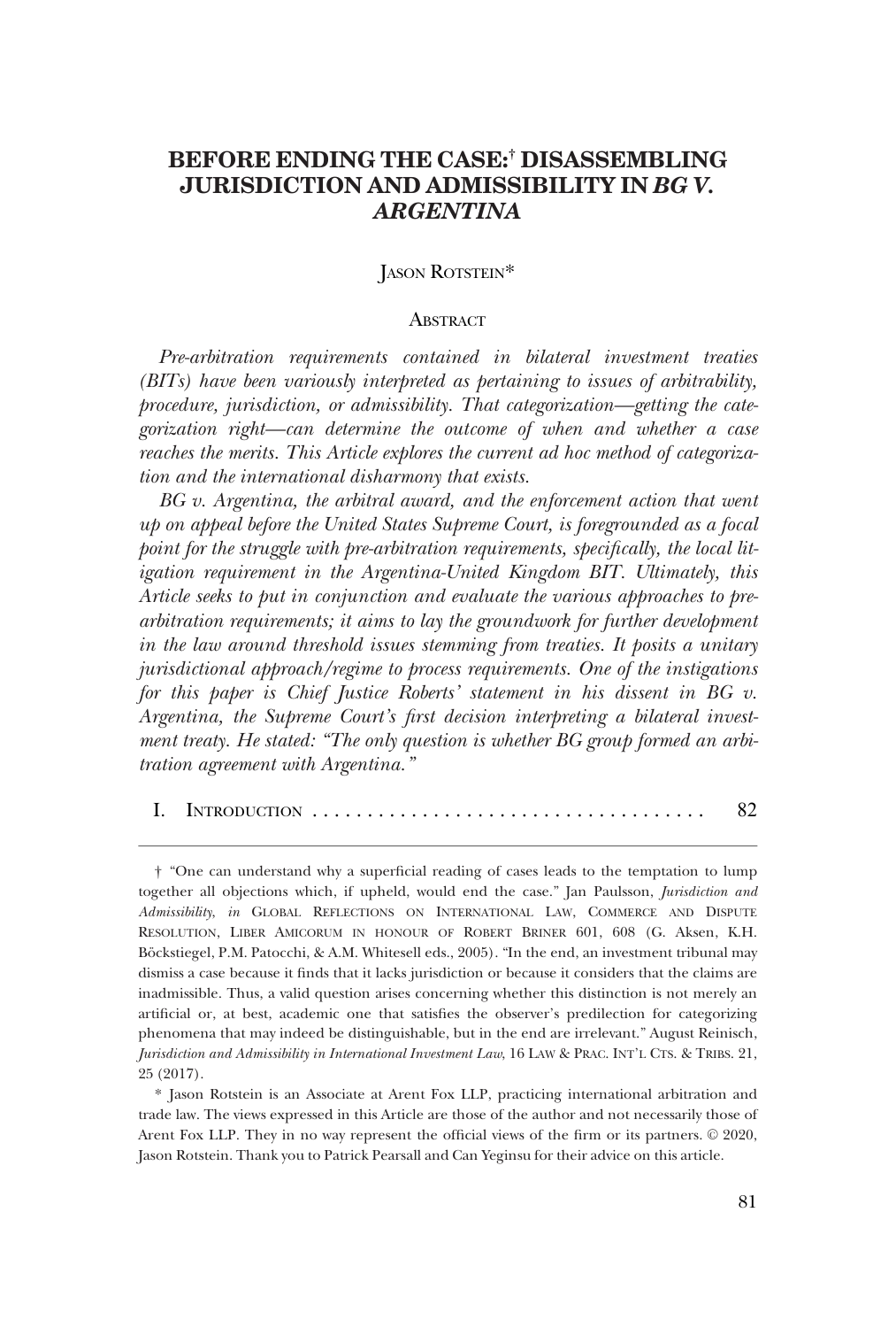# BEFORE ENDING THE CASE:† DISASSEMBLING JURISDICTION AND ADMISSIBILITY IN *BG V. ARGENTINA*

JASON ROTSTEIN*

## ABSTRACT

*Pre-arbitration requirements contained in bilateral investment treaties (BITs) have been variously interpreted as pertaining to issues of arbitrability, procedure, jurisdiction, or admissibility. That categorization—getting the categorization right—can determine the outcome of when and whether a case reaches the merits. This Article explores the current ad hoc method of categorization and the international disharmony that exists.*

*BG v. Argentina, the arbitral award, and the enforcement action that went up on appeal before the United States Supreme Court, is foregrounded as a focal point for the struggle with pre-arbitration requirements, specifically, the local litigation requirement in the Argentina-United Kingdom BIT. Ultimately, this Article seeks to put in conjunction and evaluate the various approaches to pre-arbitration requirements; it aims to lay the groundwork for further development in the law around threshold issues stemming from treaties. It posits a unitary jurisdictional approach/regime to process requirements. One of the instigations for this paper is Chief Justice Roberts' statement in his dissent in BG v. Argentina, the Supreme Court's first decision interpreting a bilateral investment treaty. He stated: "The only question is whether BG group formed an arbitration agreement with Argentina."*

I. INTRODUCTION . . . . . . . . . . . . . . . . . . . . . . . . . . . . . . . . . . . . 82

---

† "One can understand why a superficial reading of cases leads to the temptation to lump together all objections which, if upheld, would end the case." Jan Paulsson, *Jurisdiction and Admissibility*, *in* GLOBAL REFLECTIONS ON INTERNATIONAL LAW, COMMERCE AND DISPUTE RESOLUTION, LIBER AMICORUM IN HONOUR OF ROBERT BRINER 601, 608 (G. Aksen, K.H. Böckstiegel, P.M. Patocchi, & A.M. Whitesell eds., 2005). "In the end, an investment tribunal may dismiss a case because it finds that it lacks jurisdiction or because it considers that the claims are inadmissible. Thus, a valid question arises concerning whether this distinction is not merely an artificial or, at best, academic one that satisfies the observer's predilection for categorizing phenomena that may indeed be distinguishable, but in the end are irrelevant." August Reinisch, *Jurisdiction and Admissibility in International Investment Law*, 16 LAW & PRAC. INT'L CTS. & TRIBS. 21, 25 (2017).

\* Jason Rotstein is an Associate at Arent Fox LLP, practicing international arbitration and trade law. The views expressed in this Article are those of the author and not necessarily those of Arent Fox LLP. They in no way represent the official views of the firm or its partners. © 2020, Jason Rotstein. Thank you to Patrick Pearsall and Can Yeginsu for their advice on this article.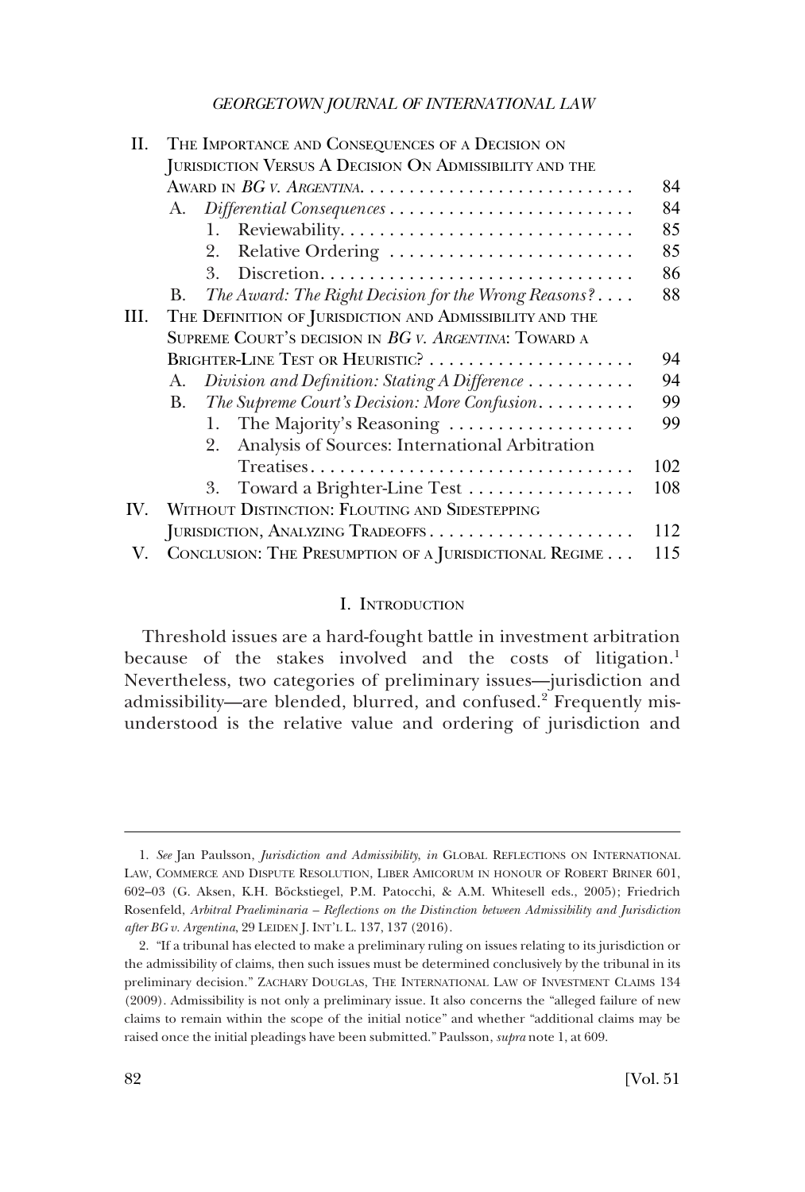II. THE IMPORTANCE AND CONSEQUENCES OF A DECISION ON JURISDICTION VERSUS A DECISION ON ADMISSIBILITY AND THE AWARD IN *BG V. ARGENTINA* . . . . . 84
- A. *Differential Consequences* . . . . . 84
  - 1. Reviewability . . . . . 85
  - 2. Relative Ordering . . . . . 85
  - 3. Discretion . . . . . 86
- B. *The Award: The Right Decision for the Wrong Reasons?* . . . . 88

III. THE DEFINITION OF JURISDICTION AND ADMISSIBILITY AND THE SUPREME COURT'S DECISION IN *BG V. ARGENTINA*: TOWARD A BRIGHTER-LINE TEST OR HEURISTIC? . . . . . 94
- A. *Division and Definition: Stating A Difference* . . . . . 94
- B. *The Supreme Court's Decision: More Confusion* . . . . . 99
  - 1. The Majority's Reasoning . . . . . 99
  - 2. Analysis of Sources: International Arbitration Treatises . . . . . 102
  - 3. Toward a Brighter-Line Test . . . . . 108

IV. WITHOUT DISTINCTION: FLOUTING AND SIDESTEPPING JURISDICTION, ANALYZING TRADEOFFS . . . . . 112

V. CONCLUSION: THE PRESUMPTION OF A JURISDICTIONAL REGIME . . . 115

## I. INTRODUCTION

Threshold issues are a hard-fought battle in investment arbitration because of the stakes involved and the costs of litigation.[1] Nevertheless, two categories of preliminary issues—jurisdiction and admissibility—are blended, blurred, and confused.[2] Frequently misunderstood is the relative value and ordering of jurisdiction and

---

1. *See* Jan Paulsson, *Jurisdiction and Admissibility*, *in* GLOBAL REFLECTIONS ON INTERNATIONAL LAW, COMMERCE AND DISPUTE RESOLUTION, LIBER AMICORUM IN HONOUR OF ROBERT BRINER 601, 602–03 (G. Aksen, K.H. Böckstiegel, P.M. Patocchi, & A.M. Whitesell eds., 2005); Friedrich Rosenfeld, *Arbitral Praeliminaria – Reflections on the Distinction between Admissibility and Jurisdiction after BG v. Argentina*, 29 LEIDEN J. INT'L L. 137, 137 (2016).

2. "If a tribunal has elected to make a preliminary ruling on issues relating to its jurisdiction or the admissibility of claims, then such issues must be determined conclusively by the tribunal in its preliminary decision." ZACHARY DOUGLAS, THE INTERNATIONAL LAW OF INVESTMENT CLAIMS 134 (2009). Admissibility is not only a preliminary issue. It also concerns the "alleged failure of new claims to remain within the scope of the initial notice" and whether "additional claims may be raised once the initial pleadings have been submitted." Paulsson, *supra* note 1, at 609.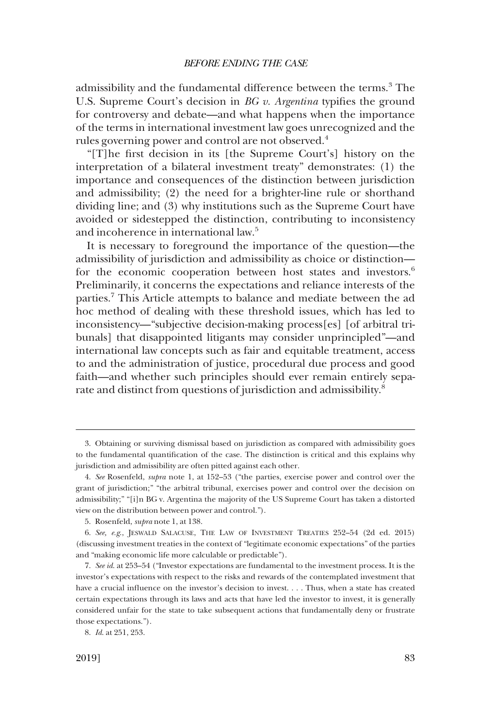admissibility and the fundamental difference between the terms.[3] The U.S. Supreme Court's decision in *BG v. Argentina* typifies the ground for controversy and debate—and what happens when the importance of the terms in international investment law goes unrecognized and the rules governing power and control are not observed.[4]

"[T]he first decision in its [the Supreme Court's] history on the interpretation of a bilateral investment treaty" demonstrates: (1) the importance and consequences of the distinction between jurisdiction and admissibility; (2) the need for a brighter-line rule or shorthand dividing line; and (3) why institutions such as the Supreme Court have avoided or sidestepped the distinction, contributing to inconsistency and incoherence in international law.[5]

It is necessary to foreground the importance of the question—the admissibility of jurisdiction and admissibility as choice or distinction—for the economic cooperation between host states and investors.[6] Preliminarily, it concerns the expectations and reliance interests of the parties.[7] This Article attempts to balance and mediate between the ad hoc method of dealing with these threshold issues, which has led to inconsistency—"subjective decision-making process[es] [of arbitral tribunals] that disappointed litigants may consider unprincipled"—and international law concepts such as fair and equitable treatment, access to and the administration of justice, procedural due process and good faith—and whether such principles should ever remain entirely separate and distinct from questions of jurisdiction and admissibility.[8]

---

3. Obtaining or surviving dismissal based on jurisdiction as compared with admissibility goes to the fundamental quantification of the case. The distinction is critical and this explains why jurisdiction and admissibility are often pitted against each other.

4. *See* Rosenfeld, *supra* note 1, at 152–53 ("the parties, exercise power and control over the grant of jurisdiction;" "the arbitral tribunal, exercises power and control over the decision on admissibility;" "[i]n BG v. Argentina the majority of the US Supreme Court has taken a distorted view on the distribution between power and control.").

5. Rosenfeld, *supra* note 1, at 138.

6. *See, e.g.*, JESWALD SALACUSE, THE LAW OF INVESTMENT TREATIES 252–54 (2d ed. 2015) (discussing investment treaties in the context of "legitimate economic expectations" of the parties and "making economic life more calculable or predictable").

7. *See id.* at 253–54 ("Investor expectations are fundamental to the investment process. It is the investor's expectations with respect to the risks and rewards of the contemplated investment that have a crucial influence on the investor's decision to invest. . . . Thus, when a state has created certain expectations through its laws and acts that have led the investor to invest, it is generally considered unfair for the state to take subsequent actions that fundamentally deny or frustrate those expectations.").

8. *Id.* at 251, 253.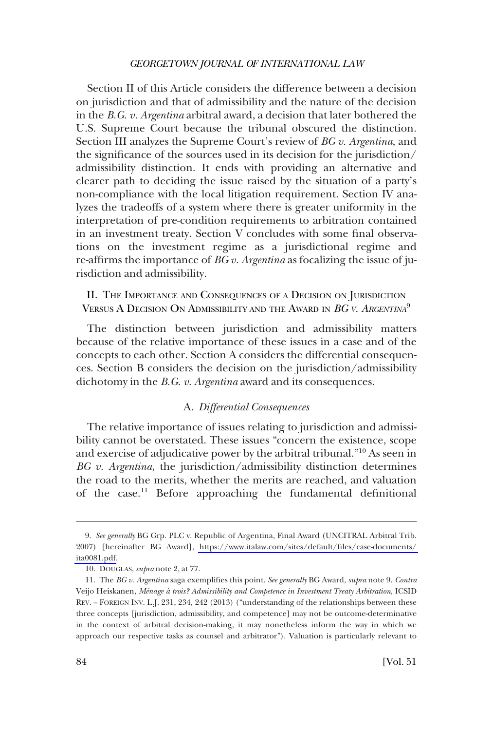Section II of this Article considers the difference between a decision on jurisdiction and that of admissibility and the nature of the decision in the *B.G. v. Argentina* arbitral award, a decision that later bothered the U.S. Supreme Court because the tribunal obscured the distinction. Section III analyzes the Supreme Court's review of *BG v. Argentina*, and the significance of the sources used in its decision for the jurisdiction/admissibility distinction. It ends with providing an alternative and clearer path to deciding the issue raised by the situation of a party's non-compliance with the local litigation requirement. Section IV analyzes the tradeoffs of a system where there is greater uniformity in the interpretation of pre-condition requirements to arbitration contained in an investment treaty. Section V concludes with some final observations on the investment regime as a jurisdictional regime and re-affirms the importance of *BG v. Argentina* as focalizing the issue of jurisdiction and admissibility.

## II. The Importance and Consequences of a Decision on Jurisdiction Versus a Decision On Admissibility and the Award in *BG v. Argentina*[9]

The distinction between jurisdiction and admissibility matters because of the relative importance of these issues in a case and of the concepts to each other. Section A considers the differential consequences. Section B considers the decision on the jurisdiction/admissibility dichotomy in the *B.G. v. Argentina* award and its consequences.

### A. *Differential Consequences*

The relative importance of issues relating to jurisdiction and admissibility cannot be overstated. These issues "concern the existence, scope and exercise of adjudicative power by the arbitral tribunal."[10] As seen in *BG v. Argentina*, the jurisdiction/admissibility distinction determines the road to the merits, whether the merits are reached, and valuation of the case.[11] Before approaching the fundamental definitional

---

9. *See generally* BG Grp. PLC v. Republic of Argentina, Final Award (UNCITRAL Arbitral Trib. 2007) [hereinafter BG Award], https://www.italaw.com/sites/default/files/case-documents/ita0081.pdf.

10. DOUGLAS, *supra* note 2, at 77.

11. The *BG v. Argentina* saga exemplifies this point. *See generally* BG Award, *supra* note 9. *Contra* Veijo Heiskanen, *Ménage à trois? Admissibility and Competence in Investment Treaty Arbitration*, ICSID REV. – FOREIGN INV. L.J. 231, 234, 242 (2013) ("understanding of the relationships between these three concepts [jurisdiction, admissibility, and competence] may not be outcome-determinative in the context of arbitral decision-making, it may nonetheless inform the way in which we approach our respective tasks as counsel and arbitrator"). Valuation is particularly relevant to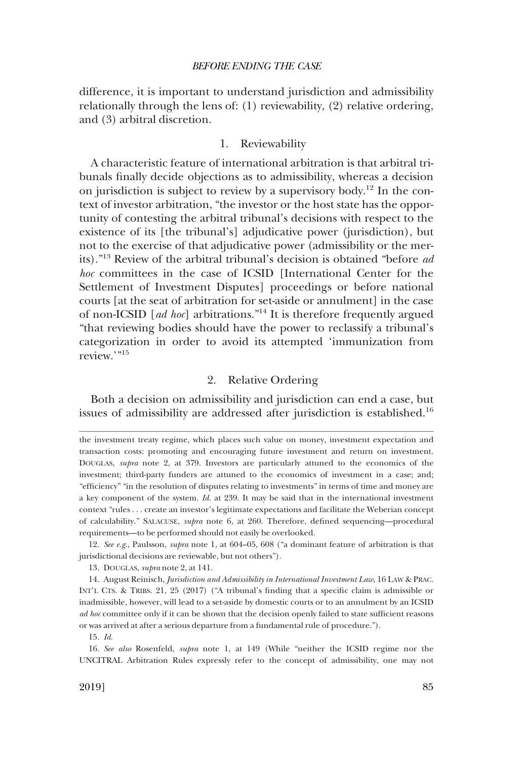difference, it is important to understand jurisdiction and admissibility relationally through the lens of: (1) reviewability, (2) relative ordering, and (3) arbitral discretion.

### 1. Reviewability

A characteristic feature of international arbitration is that arbitral tribunals finally decide objections as to admissibility, whereas a decision on jurisdiction is subject to review by a supervisory body.[12] In the context of investor arbitration, "the investor or the host state has the opportunity of contesting the arbitral tribunal's decisions with respect to the existence of its [the tribunal's] adjudicative power (jurisdiction), but not to the exercise of that adjudicative power (admissibility or the merits)."[13] Review of the arbitral tribunal's decision is obtained "before *ad hoc* committees in the case of ICSID [International Center for the Settlement of Investment Disputes] proceedings or before national courts [at the seat of arbitration for set-aside or annulment] in the case of non-ICSID [*ad hoc*] arbitrations."[14] It is therefore frequently argued "that reviewing bodies should have the power to reclassify a tribunal's categorization in order to avoid its attempted 'immunization from review.'"[15]

### 2. Relative Ordering

Both a decision on admissibility and jurisdiction can end a case, but issues of admissibility are addressed after jurisdiction is established.[16]

---

the investment treaty regime, which places such value on money, investment expectation and transaction costs: promoting and encouraging future investment and return on investment. DOUGLAS, *supra* note 2, at 379. Investors are particularly attuned to the economics of the investment; third-party funders are attuned to the economics of investment in a case; and; "efficiency" "in the resolution of disputes relating to investments" in terms of time and money are a key component of the system. *Id.* at 239. It may be said that in the international investment context "rules . . . create an investor's legitimate expectations and facilitate the Weberian concept of calculability." SALACUSE, *supra* note 6, at 260. Therefore, defined sequencing—procedural requirements—to be performed should not easily be overlooked.

12. *See e.g.*, Paulsson, *supra* note 1, at 604–05, 608 ("a dominant feature of arbitration is that jurisdictional decisions are reviewable, but not others").

13. DOUGLAS, *supra* note 2, at 141.

14. August Reinisch, *Jurisdiction and Admissibility in International Investment Law*, 16 LAW & PRAC. INT'L CTS. & TRIBS. 21, 25 (2017) ("A tribunal's finding that a specific claim is admissible or inadmissible, however, will lead to a set-aside by domestic courts or to an annulment by an ICSID *ad hoc* committee only if it can be shown that the decision openly failed to state sufficient reasons or was arrived at after a serious departure from a fundamental rule of procedure.").

15. *Id.*

16. *See also* Rosenfeld, *supra* note 1, at 149 (While "neither the ICSID regime nor the UNCITRAL Arbitration Rules expressly refer to the concept of admissibility, one may not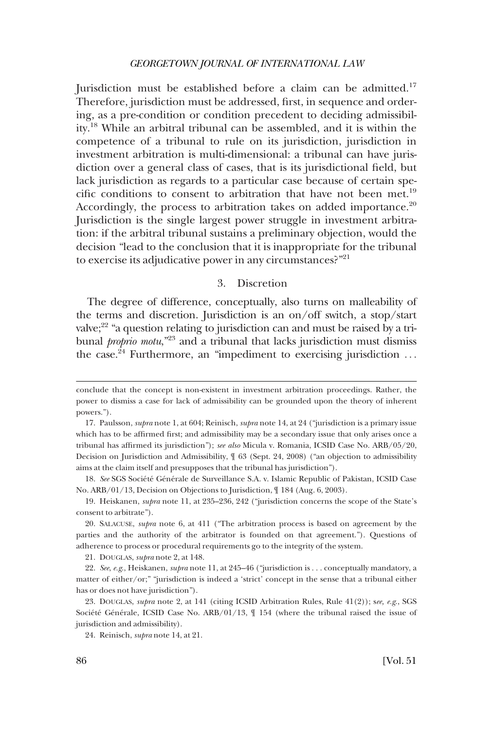Jurisdiction must be established before a claim can be admitted.[17] Therefore, jurisdiction must be addressed, first, in sequence and ordering, as a pre-condition or condition precedent to deciding admissibility.[18] While an arbitral tribunal can be assembled, and it is within the competence of a tribunal to rule on its jurisdiction, jurisdiction in investment arbitration is multi-dimensional: a tribunal can have jurisdiction over a general class of cases, that is its jurisdictional field, but lack jurisdiction as regards to a particular case because of certain specific conditions to consent to arbitration that have not been met.[19] Accordingly, the process to arbitration takes on added importance.[20] Jurisdiction is the single largest power struggle in investment arbitration: if the arbitral tribunal sustains a preliminary objection, would the decision "lead to the conclusion that it is inappropriate for the tribunal to exercise its adjudicative power in any circumstances?"[21]

### 3. Discretion

The degree of difference, conceptually, also turns on malleability of the terms and discretion. Jurisdiction is an on/off switch, a stop/start valve;[22] "a question relating to jurisdiction can and must be raised by a tribunal *proprio motu*,"[23] and a tribunal that lacks jurisdiction must dismiss the case.[24] Furthermore, an "impediment to exercising jurisdiction . . .

---

conclude that the concept is non-existent in investment arbitration proceedings. Rather, the power to dismiss a case for lack of admissibility can be grounded upon the theory of inherent powers.").

17. Paulsson, *supra* note 1, at 604; Reinisch, *supra* note 14, at 24 ("jurisdiction is a primary issue which has to be affirmed first; and admissibility may be a secondary issue that only arises once a tribunal has affirmed its jurisdiction"); *see also* Micula v. Romania, ICSID Case No. ARB/05/20, Decision on Jurisdiction and Admissibility, ¶ 63 (Sept. 24, 2008) ("an objection to admissibility aims at the claim itself and presupposes that the tribunal has jurisdiction").

18. *See* SGS Société Générale de Surveillance S.A. v. Islamic Republic of Pakistan, ICSID Case No. ARB/01/13, Decision on Objections to Jurisdiction, ¶ 184 (Aug. 6, 2003).

19. Heiskanen, *supra* note 11, at 235–236, 242 ("jurisdiction concerns the scope of the State's consent to arbitrate").

20. SALACUSE, *supra* note 6, at 411 ("The arbitration process is based on agreement by the parties and the authority of the arbitrator is founded on that agreement."). Questions of adherence to process or procedural requirements go to the integrity of the system.

21. DOUGLAS, *supra* note 2, at 148.

22. *See, e.g.*, Heiskanen, *supra* note 11, at 245–46 ("jurisdiction is . . . conceptually mandatory, a matter of either/or;" "jurisdiction is indeed a 'strict' concept in the sense that a tribunal either has or does not have jurisdiction").

23. DOUGLAS, *supra* note 2, at 141 (citing ICSID Arbitration Rules, Rule 41(2)); s*ee, e.g.*, SGS Société Générale, ICSID Case No. ARB/01/13, ¶ 154 (where the tribunal raised the issue of jurisdiction and admissibility).

24. Reinisch, *supra* note 14, at 21.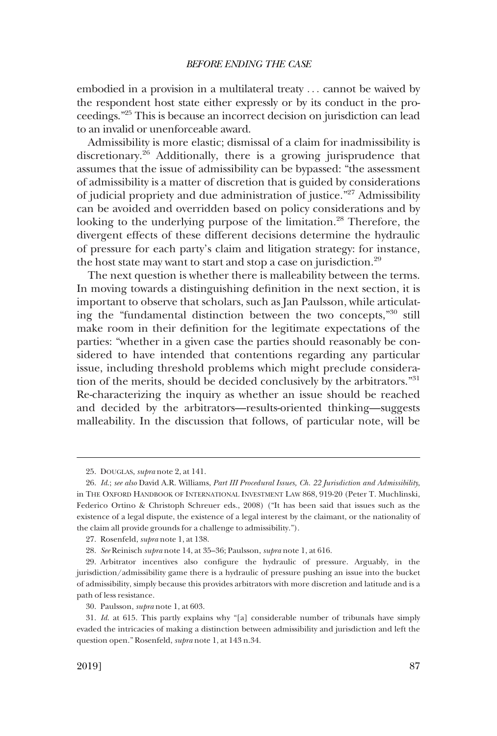embodied in a provision in a multilateral treaty . . . cannot be waived by the respondent host state either expressly or by its conduct in the proceedings."[25] This is because an incorrect decision on jurisdiction can lead to an invalid or unenforceable award.

Admissibility is more elastic; dismissal of a claim for inadmissibility is discretionary.[26] Additionally, there is a growing jurisprudence that assumes that the issue of admissibility can be bypassed: "the assessment of admissibility is a matter of discretion that is guided by considerations of judicial propriety and due administration of justice."[27] Admissibility can be avoided and overridden based on policy considerations and by looking to the underlying purpose of the limitation.[28] Therefore, the divergent effects of these different decisions determine the hydraulic of pressure for each party's claim and litigation strategy: for instance, the host state may want to start and stop a case on jurisdiction.[29]

The next question is whether there is malleability between the terms. In moving towards a distinguishing definition in the next section, it is important to observe that scholars, such as Jan Paulsson, while articulating the "fundamental distinction between the two concepts,"[30] still make room in their definition for the legitimate expectations of the parties: "whether in a given case the parties should reasonably be considered to have intended that contentions regarding any particular issue, including threshold problems which might preclude consideration of the merits, should be decided conclusively by the arbitrators."[31] Re-characterizing the inquiry as whether an issue should be reached and decided by the arbitrators—results-oriented thinking—suggests malleability. In the discussion that follows, of particular note, will be

---

25. DOUGLAS, *supra* note 2, at 141.

26. *Id.*; *see also* David A.R. Williams, *Part III Procedural Issues, Ch. 22 Jurisdiction and Admissibility*, in THE OXFORD HANDBOOK OF INTERNATIONAL INVESTMENT LAW 868, 919-20 (Peter T. Muchlinski, Federico Ortino & Christoph Schreuer eds., 2008) ("It has been said that issues such as the existence of a legal dispute, the existence of a legal interest by the claimant, or the nationality of the claim all provide grounds for a challenge to admissibility.").

27. Rosenfeld, *supra* note 1, at 138.

28. *See* Reinisch *supra* note 14, at 35–36; Paulsson, *supra* note 1, at 616.

29. Arbitrator incentives also configure the hydraulic of pressure. Arguably, in the jurisdiction/admissibility game there is a hydraulic of pressure pushing an issue into the bucket of admissibility, simply because this provides arbitrators with more discretion and latitude and is a path of less resistance.

30. Paulsson, *supra* note 1, at 603.

31. *Id.* at 615. This partly explains why "[a] considerable number of tribunals have simply evaded the intricacies of making a distinction between admissibility and jurisdiction and left the question open." Rosenfeld, *supra* note 1, at 143 n.34.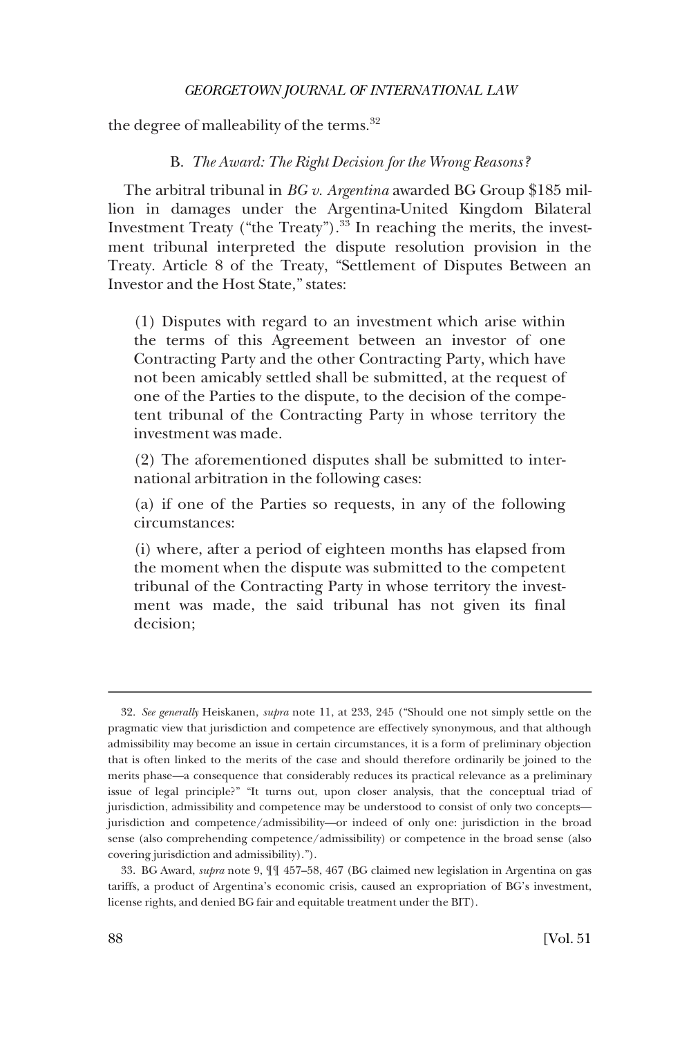the degree of malleability of the terms.[32]

### B. *The Award: The Right Decision for the Wrong Reasons?*

The arbitral tribunal in *BG v. Argentina* awarded BG Group $185 million in damages under the Argentina-United Kingdom Bilateral Investment Treaty ("the Treaty").[33] In reaching the merits, the investment tribunal interpreted the dispute resolution provision in the Treaty. Article 8 of the Treaty, "Settlement of Disputes Between an Investor and the Host State," states:

> (1) Disputes with regard to an investment which arise within the terms of this Agreement between an investor of one Contracting Party and the other Contracting Party, which have not been amicably settled shall be submitted, at the request of one of the Parties to the dispute, to the decision of the competent tribunal of the Contracting Party in whose territory the investment was made.
>
> (2) The aforementioned disputes shall be submitted to international arbitration in the following cases:
>
> (a) if one of the Parties so requests, in any of the following circumstances:
>
> (i) where, after a period of eighteen months has elapsed from the moment when the dispute was submitted to the competent tribunal of the Contracting Party in whose territory the investment was made, the said tribunal has not given its final decision;

---

32. *See generally* Heiskanen, *supra* note 11, at 233, 245 ("Should one not simply settle on the pragmatic view that jurisdiction and competence are effectively synonymous, and that although admissibility may become an issue in certain circumstances, it is a form of preliminary objection that is often linked to the merits of the case and should therefore ordinarily be joined to the merits phase—a consequence that considerably reduces its practical relevance as a preliminary issue of legal principle?" "It turns out, upon closer analysis, that the conceptual triad of jurisdiction, admissibility and competence may be understood to consist of only two concepts—jurisdiction and competence/admissibility—or indeed of only one: jurisdiction in the broad sense (also comprehending competence/admissibility) or competence in the broad sense (also covering jurisdiction and admissibility).").

33. BG Award, *supra* note 9, ¶¶ 457–58, 467 (BG claimed new legislation in Argentina on gas tariffs, a product of Argentina's economic crisis, caused an expropriation of BG's investment, license rights, and denied BG fair and equitable treatment under the BIT).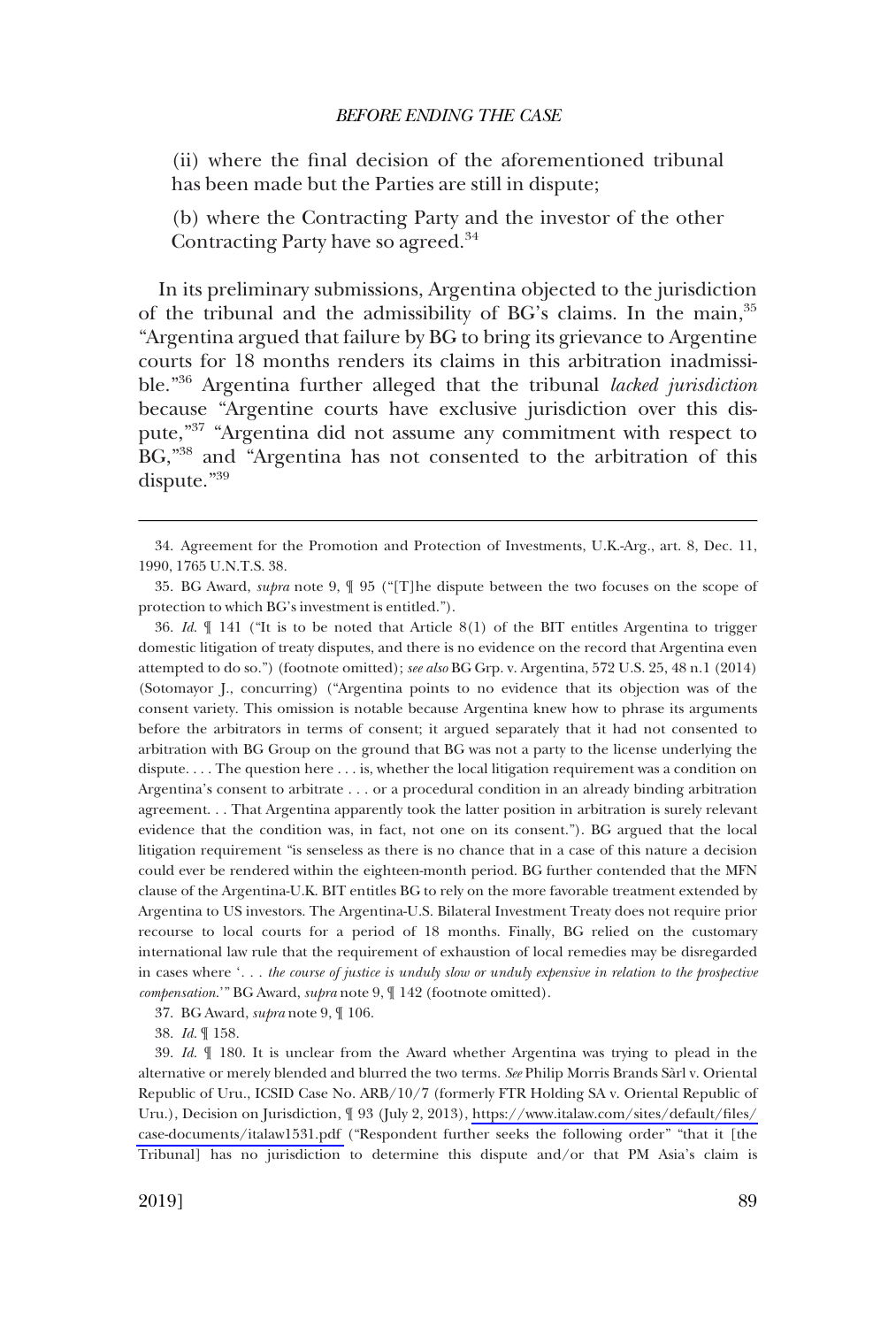(ii) where the final decision of the aforementioned tribunal has been made but the Parties are still in dispute;

(b) where the Contracting Party and the investor of the other Contracting Party have so agreed.[34]

In its preliminary submissions, Argentina objected to the jurisdiction of the tribunal and the admissibility of BG's claims. In the main,[35] "Argentina argued that failure by BG to bring its grievance to Argentine courts for 18 months renders its claims in this arbitration inadmissible."[36] Argentina further alleged that the tribunal *lacked jurisdiction* because "Argentine courts have exclusive jurisdiction over this dispute,"[37] "Argentina did not assume any commitment with respect to BG,"[38] and "Argentina has not consented to the arbitration of this dispute."[39]

---

34. Agreement for the Promotion and Protection of Investments, U.K.-Arg., art. 8, Dec. 11, 1990, 1765 U.N.T.S. 38.

35. BG Award, *supra* note 9, ¶ 95 ("[T]he dispute between the two focuses on the scope of protection to which BG's investment is entitled.").

36. *Id.* ¶ 141 ("It is to be noted that Article 8(1) of the BIT entitles Argentina to trigger domestic litigation of treaty disputes, and there is no evidence on the record that Argentina even attempted to do so.") (footnote omitted); *see also* BG Grp. v. Argentina, 572 U.S. 25, 48 n.1 (2014) (Sotomayor J., concurring) ("Argentina points to no evidence that its objection was of the consent variety. This omission is notable because Argentina knew how to phrase its arguments before the arbitrators in terms of consent; it argued separately that it had not consented to arbitration with BG Group on the ground that BG was not a party to the license underlying the dispute. . . . The question here . . . is, whether the local litigation requirement was a condition on Argentina's consent to arbitrate . . . or a procedural condition in an already binding arbitration agreement. . . That Argentina apparently took the latter position in arbitration is surely relevant evidence that the condition was, in fact, not one on its consent."). BG argued that the local litigation requirement "is senseless as there is no chance that in a case of this nature a decision could ever be rendered within the eighteen-month period. BG further contended that the MFN clause of the Argentina-U.K. BIT entitles BG to rely on the more favorable treatment extended by Argentina to US investors. The Argentina-U.S. Bilateral Investment Treaty does not require prior recourse to local courts for a period of 18 months. Finally, BG relied on the customary international law rule that the requirement of exhaustion of local remedies may be disregarded in cases where '. . . *the course of justice is unduly slow or unduly expensive in relation to the prospective compensation*.'" BG Award, *supra* note 9, ¶ 142 (footnote omitted).

37. BG Award, *supra* note 9, ¶ 106.

38. *Id.* ¶ 158.

39. *Id.* ¶ 180. It is unclear from the Award whether Argentina was trying to plead in the alternative or merely blended and blurred the two terms. *See* Philip Morris Brands Sàrl v. Oriental Republic of Uru., ICSID Case No. ARB/10/7 (formerly FTR Holding SA v. Oriental Republic of Uru.), Decision on Jurisdiction, ¶ 93 (July 2, 2013), https://www.italaw.com/sites/default/files/case-documents/italaw1531.pdf ("Respondent further seeks the following order" "that it [the Tribunal] has no jurisdiction to determine this dispute and/or that PM Asia's claim is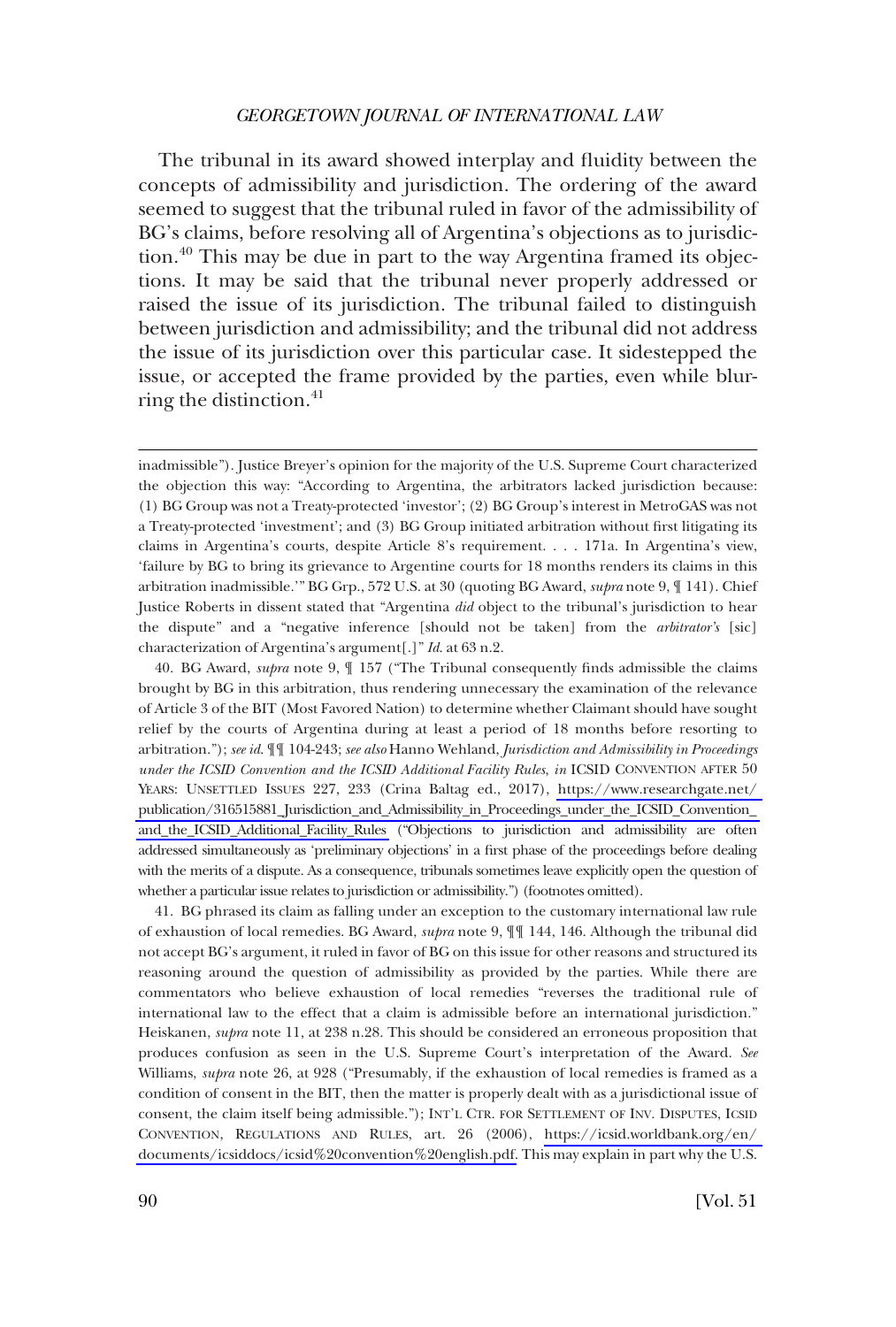The tribunal in its award showed interplay and fluidity between the concepts of admissibility and jurisdiction. The ordering of the award seemed to suggest that the tribunal ruled in favor of the admissibility of BG's claims, before resolving all of Argentina's objections as to jurisdiction.[40] This may be due in part to the way Argentina framed its objections. It may be said that the tribunal never properly addressed or raised the issue of its jurisdiction. The tribunal failed to distinguish between jurisdiction and admissibility; and the tribunal did not address the issue of its jurisdiction over this particular case. It sidestepped the issue, or accepted the frame provided by the parties, even while blurring the distinction.[41]

---

inadmissible"). Justice Breyer's opinion for the majority of the U.S. Supreme Court characterized the objection this way: "According to Argentina, the arbitrators lacked jurisdiction because: (1) BG Group was not a Treaty-protected 'investor'; (2) BG Group's interest in MetroGAS was not a Treaty-protected 'investment'; and (3) BG Group initiated arbitration without first litigating its claims in Argentina's courts, despite Article 8's requirement. . . . 171a. In Argentina's view, 'failure by BG to bring its grievance to Argentine courts for 18 months renders its claims in this arbitration inadmissible.'" BG Grp., 572 U.S. at 30 (quoting BG Award, *supra* note 9, ¶ 141). Chief Justice Roberts in dissent stated that "Argentina *did* object to the tribunal's jurisdiction to hear the dispute" and a "negative inference [should not be taken] from the *arbitrator's* [sic] characterization of Argentina's argument[.]" *Id.* at 63 n.2.

40. BG Award, *supra* note 9, ¶ 157 ("The Tribunal consequently finds admissible the claims brought by BG in this arbitration, thus rendering unnecessary the examination of the relevance of Article 3 of the BIT (Most Favored Nation) to determine whether Claimant should have sought relief by the courts of Argentina during at least a period of 18 months before resorting to arbitration."); *see id.* ¶¶ 104-243; *see also* Hanno Wehland, *Jurisdiction and Admissibility in Proceedings under the ICSID Convention and the ICSID Additional Facility Rules*, *in* ICSID CONVENTION AFTER 50 YEARS: UNSETTLED ISSUES 227, 233 (Crina Baltag ed., 2017), https://www.researchgate.net/publication/316515881_Jurisdiction_and_Admissibility_in_Proceedings_under_the_ICSID_Convention_and_the_ICSID_Additional_Facility_Rules ("Objections to jurisdiction and admissibility are often addressed simultaneously as 'preliminary objections' in a first phase of the proceedings before dealing with the merits of a dispute. As a consequence, tribunals sometimes leave explicitly open the question of whether a particular issue relates to jurisdiction or admissibility.") (footnotes omitted).

41. BG phrased its claim as falling under an exception to the customary international law rule of exhaustion of local remedies. BG Award, *supra* note 9, ¶¶ 144, 146. Although the tribunal did not accept BG's argument, it ruled in favor of BG on this issue for other reasons and structured its reasoning around the question of admissibility as provided by the parties. While there are commentators who believe exhaustion of local remedies "reverses the traditional rule of international law to the effect that a claim is admissible before an international jurisdiction." Heiskanen, *supra* note 11, at 238 n.28. This should be considered an erroneous proposition that produces confusion as seen in the U.S. Supreme Court's interpretation of the Award. *See* Williams, *supra* note 26, at 928 ("Presumably, if the exhaustion of local remedies is framed as a condition of consent in the BIT, then the matter is properly dealt with as a jurisdictional issue of consent, the claim itself being admissible."); INT'L CTR. FOR SETTLEMENT OF INV. DISPUTES, ICSID CONVENTION, REGULATIONS AND RULES, art. 26 (2006), https://icsid.worldbank.org/en/documents/icsiddocs/icsid%20convention%20english.pdf. This may explain in part why the U.S.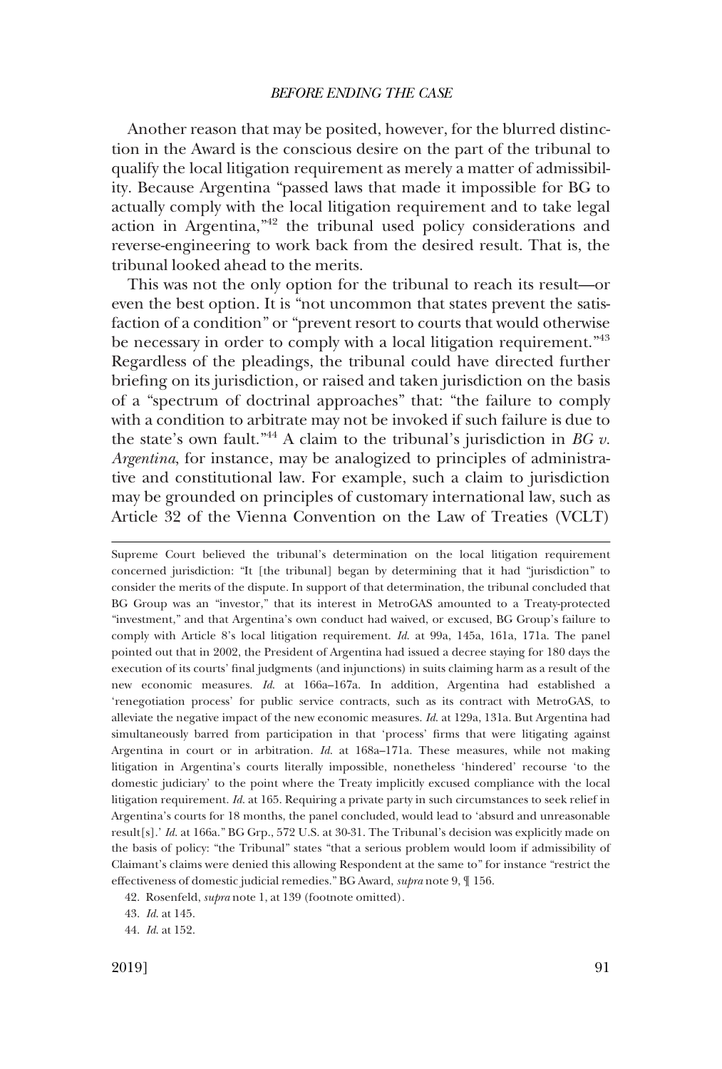Another reason that may be posited, however, for the blurred distinction in the Award is the conscious desire on the part of the tribunal to qualify the local litigation requirement as merely a matter of admissibility. Because Argentina "passed laws that made it impossible for BG to actually comply with the local litigation requirement and to take legal action in Argentina,"[42] the tribunal used policy considerations and reverse-engineering to work back from the desired result. That is, the tribunal looked ahead to the merits.

This was not the only option for the tribunal to reach its result—or even the best option. It is "not uncommon that states prevent the satisfaction of a condition" or "prevent resort to courts that would otherwise be necessary in order to comply with a local litigation requirement."[43] Regardless of the pleadings, the tribunal could have directed further briefing on its jurisdiction, or raised and taken jurisdiction on the basis of a "spectrum of doctrinal approaches" that: "the failure to comply with a condition to arbitrate may not be invoked if such failure is due to the state's own fault."[44] A claim to the tribunal's jurisdiction in *BG v. Argentina*, for instance, may be analogized to principles of administrative and constitutional law. For example, such a claim to jurisdiction may be grounded on principles of customary international law, such as Article 32 of the Vienna Convention on the Law of Treaties (VCLT)

---

Supreme Court believed the tribunal's determination on the local litigation requirement concerned jurisdiction: "It [the tribunal] began by determining that it had "jurisdiction" to consider the merits of the dispute. In support of that determination, the tribunal concluded that BG Group was an "investor," that its interest in MetroGAS amounted to a Treaty-protected "investment," and that Argentina's own conduct had waived, or excused, BG Group's failure to comply with Article 8's local litigation requirement. *Id.* at 99a, 145a, 161a, 171a. The panel pointed out that in 2002, the President of Argentina had issued a decree staying for 180 days the execution of its courts' final judgments (and injunctions) in suits claiming harm as a result of the new economic measures. *Id.* at 166a–167a. In addition, Argentina had established a 'renegotiation process' for public service contracts, such as its contract with MetroGAS, to alleviate the negative impact of the new economic measures. *Id.* at 129a, 131a. But Argentina had simultaneously barred from participation in that 'process' firms that were litigating against Argentina in court or in arbitration. *Id.* at 168a–171a. These measures, while not making litigation in Argentina's courts literally impossible, nonetheless 'hindered' recourse 'to the domestic judiciary' to the point where the Treaty implicitly excused compliance with the local litigation requirement. *Id.* at 165. Requiring a private party in such circumstances to seek relief in Argentina's courts for 18 months, the panel concluded, would lead to 'absurd and unreasonable result[s].' *Id.* at 166a." BG Grp., 572 U.S. at 30-31. The Tribunal's decision was explicitly made on the basis of policy: "the Tribunal" states "that a serious problem would loom if admissibility of Claimant's claims were denied this allowing Respondent at the same to" for instance "restrict the effectiveness of domestic judicial remedies." BG Award, *supra* note 9, ¶ 156.

42. Rosenfeld, *supra* note 1, at 139 (footnote omitted).

43. *Id.* at 145.

44. *Id.* at 152.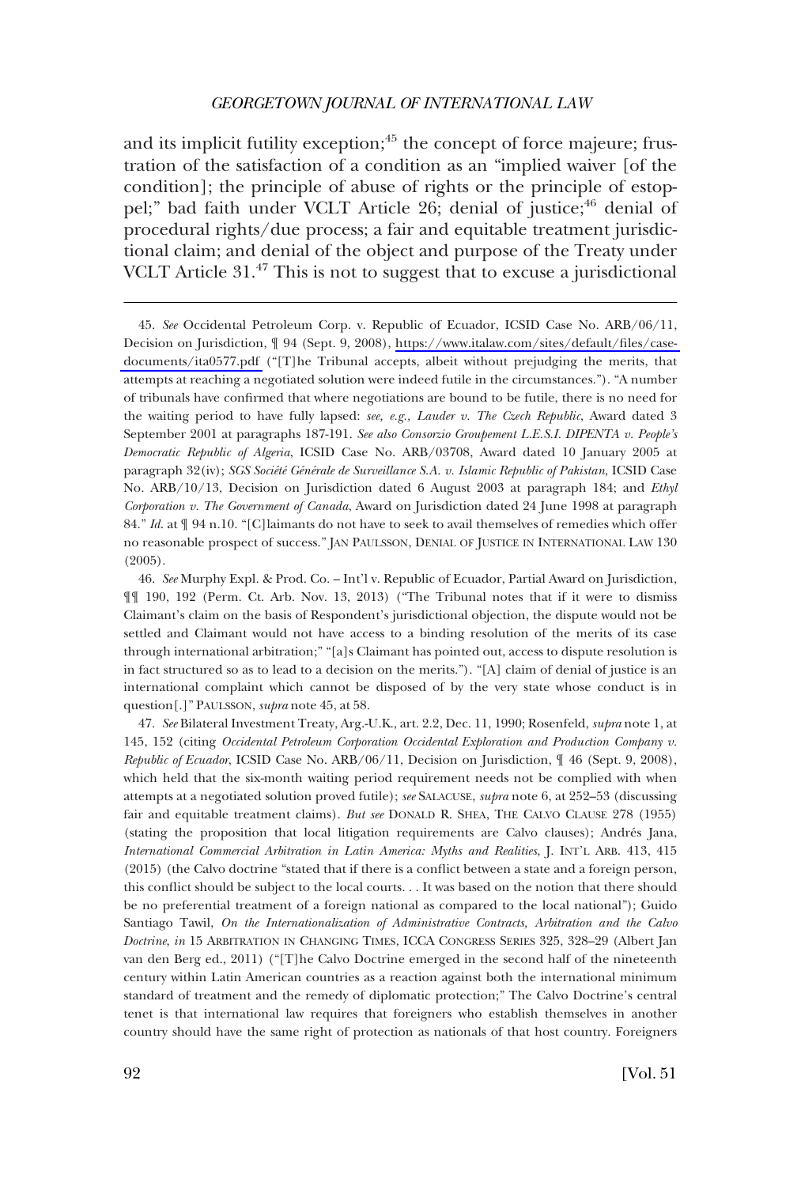and its implicit futility exception;[45] the concept of force majeure; frustration of the satisfaction of a condition as an "implied waiver [of the condition]; the principle of abuse of rights or the principle of estoppel;" bad faith under VCLT Article 26; denial of justice;[46] denial of procedural rights/due process; a fair and equitable treatment jurisdictional claim; and denial of the object and purpose of the Treaty under VCLT Article 31.[47] This is not to suggest that to excuse a jurisdictional

---

45. *See* Occidental Petroleum Corp. v. Republic of Ecuador, ICSID Case No. ARB/06/11, Decision on Jurisdiction, ¶ 94 (Sept. 9, 2008), https://www.italaw.com/sites/default/files/case-documents/ita0577.pdf ("[T]he Tribunal accepts, albeit without prejudging the merits, that attempts at reaching a negotiated solution were indeed futile in the circumstances."). "A number of tribunals have confirmed that where negotiations are bound to be futile, there is no need for the waiting period to have fully lapsed: *see, e.g., Lauder v. The Czech Republic*, Award dated 3 September 2001 at paragraphs 187-191. *See also Consorzio Groupement L.E.S.I. DIPENTA v. People's Democratic Republic of Algeria*, ICSID Case No. ARB/03708, Award dated 10 January 2005 at paragraph 32(iv); *SGS Société Générale de Surveillance S.A. v. Islamic Republic of Pakistan*, ICSID Case No. ARB/10/13, Decision on Jurisdiction dated 6 August 2003 at paragraph 184; and *Ethyl Corporation v. The Government of Canada*, Award on Jurisdiction dated 24 June 1998 at paragraph 84." *Id.* at ¶ 94 n.10. "[C]laimants do not have to seek to avail themselves of remedies which offer no reasonable prospect of success." JAN PAULSSON, DENIAL OF JUSTICE IN INTERNATIONAL LAW 130 (2005).

46. *See* Murphy Expl. & Prod. Co. – Int'l v. Republic of Ecuador, Partial Award on Jurisdiction, ¶¶ 190, 192 (Perm. Ct. Arb. Nov. 13, 2013) ("The Tribunal notes that if it were to dismiss Claimant's claim on the basis of Respondent's jurisdictional objection, the dispute would not be settled and Claimant would not have access to a binding resolution of the merits of its case through international arbitration;" "[a]s Claimant has pointed out, access to dispute resolution is in fact structured so as to lead to a decision on the merits."). "[A] claim of denial of justice is an international complaint which cannot be disposed of by the very state whose conduct is in question[.]" PAULSSON, *supra* note 45, at 58.

47. *See* Bilateral Investment Treaty, Arg.-U.K., art. 2.2, Dec. 11, 1990; Rosenfeld, *supra* note 1, at 145, 152 (citing *Occidental Petroleum Corporation Occidental Exploration and Production Company v. Republic of Ecuador*, ICSID Case No. ARB/06/11, Decision on Jurisdiction, ¶ 46 (Sept. 9, 2008), which held that the six-month waiting period requirement needs not be complied with when attempts at a negotiated solution proved futile); *see* SALACUSE, *supra* note 6, at 252–53 (discussing fair and equitable treatment claims). *But see* DONALD R. SHEA, THE CALVO CLAUSE 278 (1955) (stating the proposition that local litigation requirements are Calvo clauses); Andrés Jana, *International Commercial Arbitration in Latin America: Myths and Realities*, J. INT'L ARB. 413, 415 (2015) (the Calvo doctrine "stated that if there is a conflict between a state and a foreign person, this conflict should be subject to the local courts. . . It was based on the notion that there should be no preferential treatment of a foreign national as compared to the local national"); Guido Santiago Tawil, *On the Internationalization of Administrative Contracts, Arbitration and the Calvo Doctrine*, *in* 15 ARBITRATION IN CHANGING TIMES, ICCA CONGRESS SERIES 325, 328–29 (Albert Jan van den Berg ed., 2011) ("[T]he Calvo Doctrine emerged in the second half of the nineteenth century within Latin American countries as a reaction against both the international minimum standard of treatment and the remedy of diplomatic protection;" The Calvo Doctrine's central tenet is that international law requires that foreigners who establish themselves in another country should have the same right of protection as nationals of that host country. Foreigners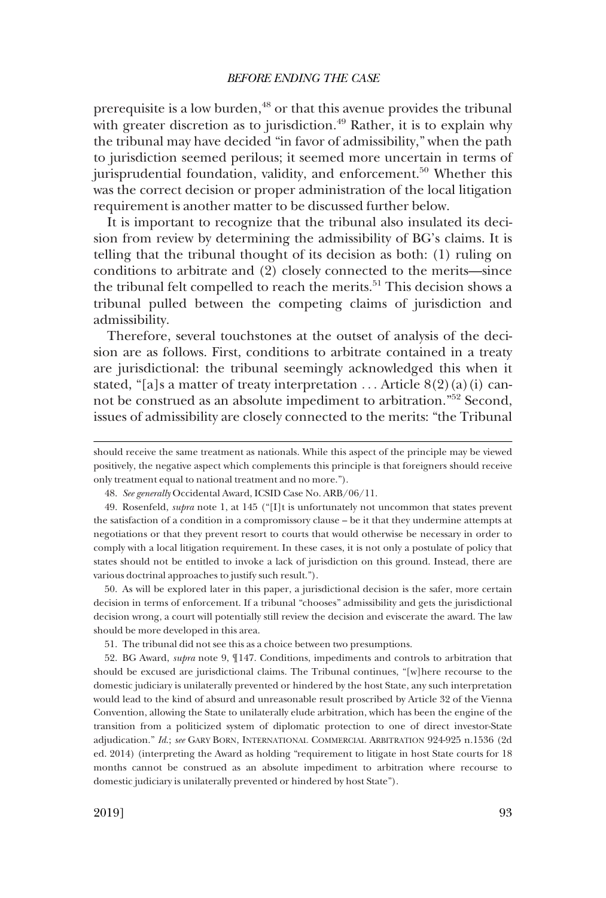prerequisite is a low burden,[48] or that this avenue provides the tribunal with greater discretion as to jurisdiction.[49] Rather, it is to explain why the tribunal may have decided "in favor of admissibility," when the path to jurisdiction seemed perilous; it seemed more uncertain in terms of jurisprudential foundation, validity, and enforcement.[50] Whether this was the correct decision or proper administration of the local litigation requirement is another matter to be discussed further below.

It is important to recognize that the tribunal also insulated its decision from review by determining the admissibility of BG's claims. It is telling that the tribunal thought of its decision as both: (1) ruling on conditions to arbitrate and (2) closely connected to the merits—since the tribunal felt compelled to reach the merits.[51] This decision shows a tribunal pulled between the competing claims of jurisdiction and admissibility.

Therefore, several touchstones at the outset of analysis of the decision are as follows. First, conditions to arbitrate contained in a treaty are jurisdictional: the tribunal seemingly acknowledged this when it stated, "[a]s a matter of treaty interpretation . . . Article 8(2)(a)(i) cannot be construed as an absolute impediment to arbitration."[52] Second, issues of admissibility are closely connected to the merits: "the Tribunal

---

should receive the same treatment as nationals. While this aspect of the principle may be viewed positively, the negative aspect which complements this principle is that foreigners should receive only treatment equal to national treatment and no more.").

48. *See generally* Occidental Award, ICSID Case No. ARB/06/11.

49. Rosenfeld, *supra* note 1, at 145 ("[I]t is unfortunately not uncommon that states prevent the satisfaction of a condition in a compromissory clause – be it that they undermine attempts at negotiations or that they prevent resort to courts that would otherwise be necessary in order to comply with a local litigation requirement. In these cases, it is not only a postulate of policy that states should not be entitled to invoke a lack of jurisdiction on this ground. Instead, there are various doctrinal approaches to justify such result.").

50. As will be explored later in this paper, a jurisdictional decision is the safer, more certain decision in terms of enforcement. If a tribunal "chooses" admissibility and gets the jurisdictional decision wrong, a court will potentially still review the decision and eviscerate the award. The law should be more developed in this area.

51. The tribunal did not see this as a choice between two presumptions.

52. BG Award, *supra* note 9, ¶147. Conditions, impediments and controls to arbitration that should be excused are jurisdictional claims. The Tribunal continues, "[w]here recourse to the domestic judiciary is unilaterally prevented or hindered by the host State, any such interpretation would lead to the kind of absurd and unreasonable result proscribed by Article 32 of the Vienna Convention, allowing the State to unilaterally elude arbitration, which has been the engine of the transition from a politicized system of diplomatic protection to one of direct investor-State adjudication." *Id.*; *see* GARY BORN, INTERNATIONAL COMMERCIAL ARBITRATION 924-925 n.1536 (2d ed. 2014) (interpreting the Award as holding "requirement to litigate in host State courts for 18 months cannot be construed as an absolute impediment to arbitration where recourse to domestic judiciary is unilaterally prevented or hindered by host State").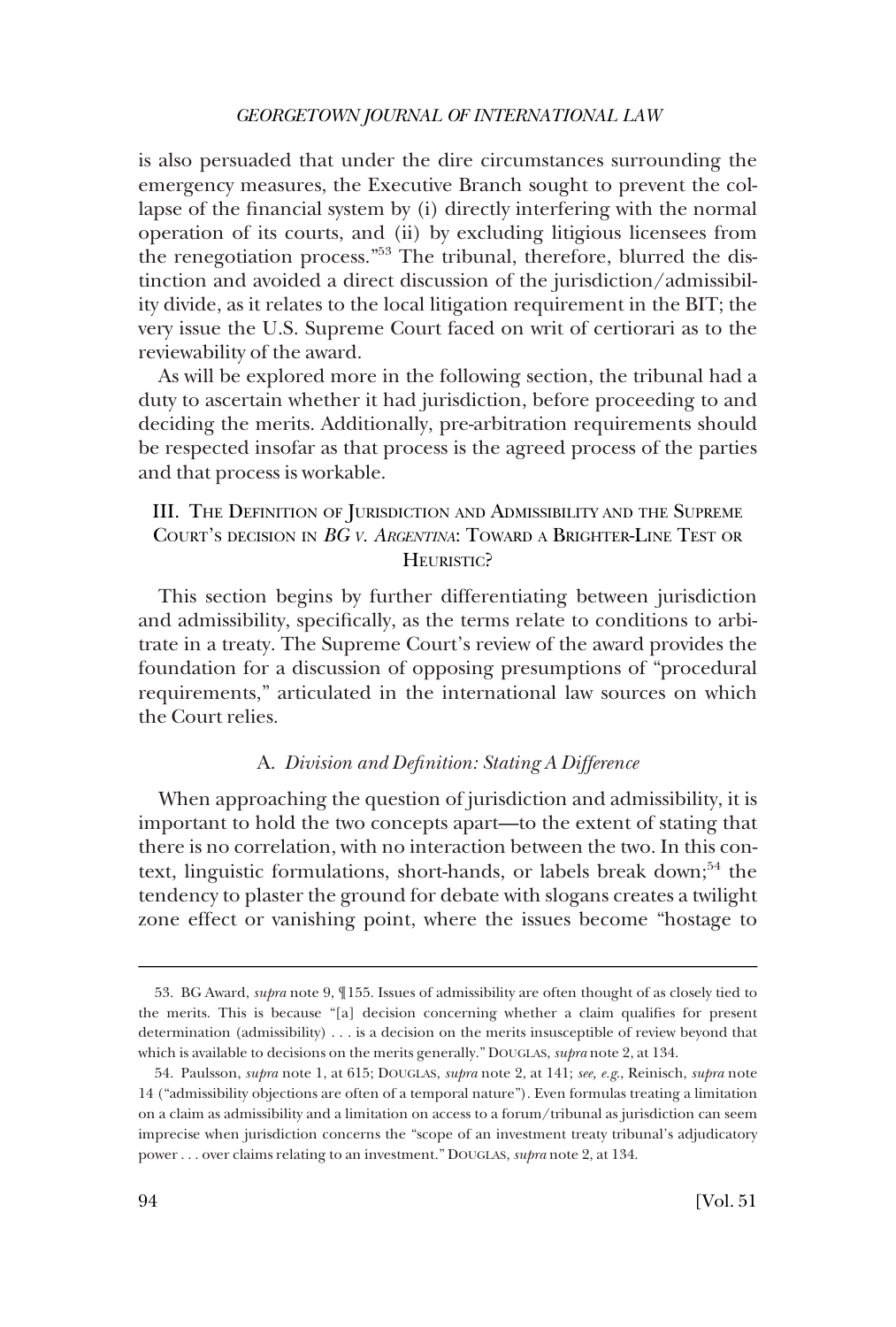is also persuaded that under the dire circumstances surrounding the emergency measures, the Executive Branch sought to prevent the collapse of the financial system by (i) directly interfering with the normal operation of its courts, and (ii) by excluding litigious licensees from the renegotiation process."[53] The tribunal, therefore, blurred the distinction and avoided a direct discussion of the jurisdiction/admissibility divide, as it relates to the local litigation requirement in the BIT; the very issue the U.S. Supreme Court faced on writ of certiorari as to the reviewability of the award.

As will be explored more in the following section, the tribunal had a duty to ascertain whether it had jurisdiction, before proceeding to and deciding the merits. Additionally, pre-arbitration requirements should be respected insofar as that process is the agreed process of the parties and that process is workable.

## III. The Definition of Jurisdiction and Admissibility and the Supreme Court's decision in *BG v. Argentina*: Toward a Brighter-Line Test or Heuristic?

This section begins by further differentiating between jurisdiction and admissibility, specifically, as the terms relate to conditions to arbitrate in a treaty. The Supreme Court's review of the award provides the foundation for a discussion of opposing presumptions of "procedural requirements," articulated in the international law sources on which the Court relies.

### A. *Division and Definition: Stating A Difference*

When approaching the question of jurisdiction and admissibility, it is important to hold the two concepts apart—to the extent of stating that there is no correlation, with no interaction between the two. In this context, linguistic formulations, short-hands, or labels break down;[54] the tendency to plaster the ground for debate with slogans creates a twilight zone effect or vanishing point, where the issues become "hostage to

---

53. BG Award, *supra* note 9, ¶155. Issues of admissibility are often thought of as closely tied to the merits. This is because "[a] decision concerning whether a claim qualifies for present determination (admissibility) . . . is a decision on the merits insusceptible of review beyond that which is available to decisions on the merits generally." Douglas, *supra* note 2, at 134.

54. Paulsson, *supra* note 1, at 615; Douglas, *supra* note 2, at 141; *see, e.g.*, Reinisch, *supra* note 14 ("admissibility objections are often of a temporal nature"). Even formulas treating a limitation on a claim as admissibility and a limitation on access to a forum/tribunal as jurisdiction can seem imprecise when jurisdiction concerns the "scope of an investment treaty tribunal's adjudicatory power . . . over claims relating to an investment." Douglas, *supra* note 2, at 134.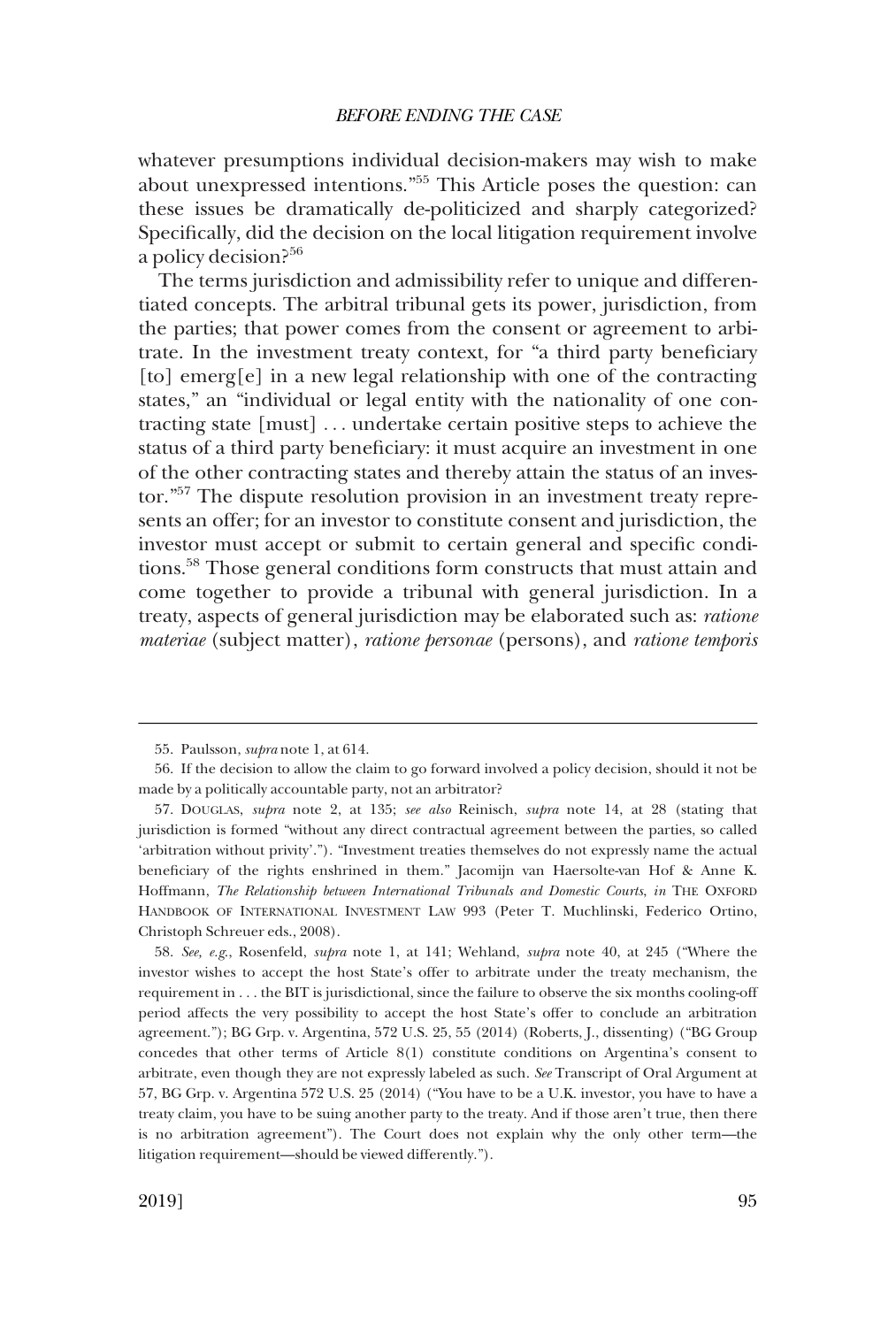whatever presumptions individual decision-makers may wish to make about unexpressed intentions."[55] This Article poses the question: can these issues be dramatically de-politicized and sharply categorized? Specifically, did the decision on the local litigation requirement involve a policy decision?[56]

The terms jurisdiction and admissibility refer to unique and differentiated concepts. The arbitral tribunal gets its power, jurisdiction, from the parties; that power comes from the consent or agreement to arbitrate. In the investment treaty context, for "a third party beneficiary [to] emerg[e] in a new legal relationship with one of the contracting states," an "individual or legal entity with the nationality of one contracting state [must] . . . undertake certain positive steps to achieve the status of a third party beneficiary: it must acquire an investment in one of the other contracting states and thereby attain the status of an investor."[57] The dispute resolution provision in an investment treaty represents an offer; for an investor to constitute consent and jurisdiction, the investor must accept or submit to certain general and specific conditions.[58] Those general conditions form constructs that must attain and come together to provide a tribunal with general jurisdiction. In a treaty, aspects of general jurisdiction may be elaborated such as: *ratione materiae* (subject matter), *ratione personae* (persons), and *ratione temporis*

---

55. Paulsson, *supra* note 1, at 614.

56. If the decision to allow the claim to go forward involved a policy decision, should it not be made by a politically accountable party, not an arbitrator?

57. DOUGLAS, *supra* note 2, at 135; *see also* Reinisch, *supra* note 14, at 28 (stating that jurisdiction is formed "without any direct contractual agreement between the parties, so called 'arbitration without privity'."). "Investment treaties themselves do not expressly name the actual beneficiary of the rights enshrined in them." Jacomijn van Haersolte-van Hof & Anne K. Hoffmann, *The Relationship between International Tribunals and Domestic Courts*, *in* THE OXFORD HANDBOOK OF INTERNATIONAL INVESTMENT LAW 993 (Peter T. Muchlinski, Federico Ortino, Christoph Schreuer eds., 2008).

58. *See, e.g.*, Rosenfeld, *supra* note 1, at 141; Wehland, *supra* note 40, at 245 ("Where the investor wishes to accept the host State's offer to arbitrate under the treaty mechanism, the requirement in . . . the BIT is jurisdictional, since the failure to observe the six months cooling-off period affects the very possibility to accept the host State's offer to conclude an arbitration agreement."); BG Grp. v. Argentina, 572 U.S. 25, 55 (2014) (Roberts, J., dissenting) ("BG Group concedes that other terms of Article 8(1) constitute conditions on Argentina's consent to arbitrate, even though they are not expressly labeled as such. *See* Transcript of Oral Argument at 57, BG Grp. v. Argentina 572 U.S. 25 (2014) ("You have to be a U.K. investor, you have to have a treaty claim, you have to be suing another party to the treaty. And if those aren't true, then there is no arbitration agreement"). The Court does not explain why the only other term—the litigation requirement—should be viewed differently.").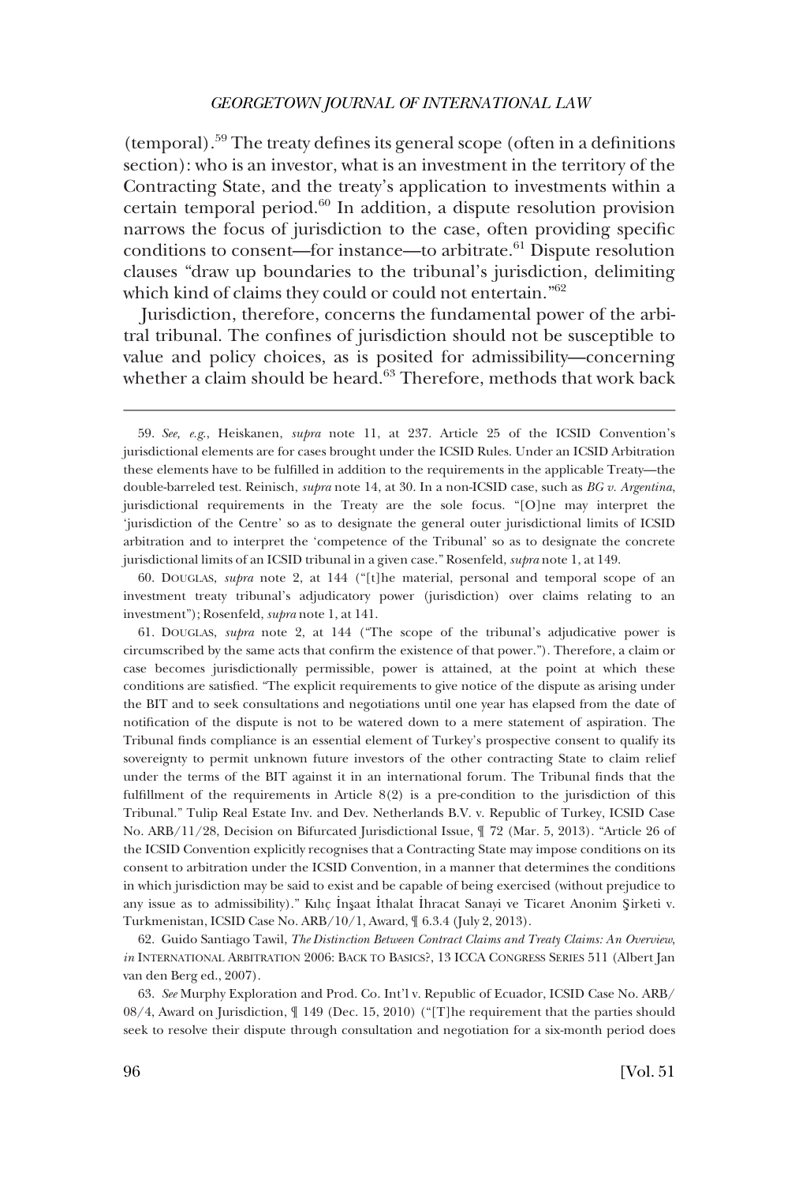(temporal).[59] The treaty defines its general scope (often in a definitions section): who is an investor, what is an investment in the territory of the Contracting State, and the treaty's application to investments within a certain temporal period.[60] In addition, a dispute resolution provision narrows the focus of jurisdiction to the case, often providing specific conditions to consent—for instance—to arbitrate.[61] Dispute resolution clauses "draw up boundaries to the tribunal's jurisdiction, delimiting which kind of claims they could or could not entertain."[62]

Jurisdiction, therefore, concerns the fundamental power of the arbitral tribunal. The confines of jurisdiction should not be susceptible to value and policy choices, as is posited for admissibility—concerning whether a claim should be heard.[63] Therefore, methods that work back

---

59. *See, e.g.*, Heiskanen, *supra* note 11, at 237. Article 25 of the ICSID Convention's jurisdictional elements are for cases brought under the ICSID Rules. Under an ICSID Arbitration these elements have to be fulfilled in addition to the requirements in the applicable Treaty—the double-barreled test. Reinisch, *supra* note 14, at 30. In a non-ICSID case, such as *BG v. Argentina*, jurisdictional requirements in the Treaty are the sole focus. "[O]ne may interpret the 'jurisdiction of the Centre' so as to designate the general outer jurisdictional limits of ICSID arbitration and to interpret the 'competence of the Tribunal' so as to designate the concrete jurisdictional limits of an ICSID tribunal in a given case." Rosenfeld, *supra* note 1, at 149.

60. DOUGLAS, *supra* note 2, at 144 ("[t]he material, personal and temporal scope of an investment treaty tribunal's adjudicatory power (jurisdiction) over claims relating to an investment"); Rosenfeld, *supra* note 1, at 141.

61. DOUGLAS, *supra* note 2, at 144 ("The scope of the tribunal's adjudicative power is circumscribed by the same acts that confirm the existence of that power."). Therefore, a claim or case becomes jurisdictionally permissible, power is attained, at the point at which these conditions are satisfied. "The explicit requirements to give notice of the dispute as arising under the BIT and to seek consultations and negotiations until one year has elapsed from the date of notification of the dispute is not to be watered down to a mere statement of aspiration. The Tribunal finds compliance is an essential element of Turkey's prospective consent to qualify its sovereignty to permit unknown future investors of the other contracting State to claim relief under the terms of the BIT against it in an international forum. The Tribunal finds that the fulfillment of the requirements in Article 8(2) is a pre-condition to the jurisdiction of this Tribunal." Tulip Real Estate Inv. and Dev. Netherlands B.V. v. Republic of Turkey, ICSID Case No. ARB/11/28, Decision on Bifurcated Jurisdictional Issue, ¶ 72 (Mar. 5, 2013). "Article 26 of the ICSID Convention explicitly recognises that a Contracting State may impose conditions on its consent to arbitration under the ICSID Convention, in a manner that determines the conditions in which jurisdiction may be said to exist and be capable of being exercised (without prejudice to any issue as to admissibility)." Kılıç İnşaat İthalat İhracat Sanayi ve Ticaret Anonim Şirketi v. Turkmenistan, ICSID Case No. ARB/10/1, Award, ¶ 6.3.4 (July 2, 2013).

62. Guido Santiago Tawil, *The Distinction Between Contract Claims and Treaty Claims: An Overview*, *in* INTERNATIONAL ARBITRATION 2006: BACK TO BASICS?, 13 ICCA CONGRESS SERIES 511 (Albert Jan van den Berg ed., 2007).

63. *See* Murphy Exploration and Prod. Co. Int'l v. Republic of Ecuador, ICSID Case No. ARB/08/4, Award on Jurisdiction, ¶ 149 (Dec. 15, 2010) ("[T]he requirement that the parties should seek to resolve their dispute through consultation and negotiation for a six-month period does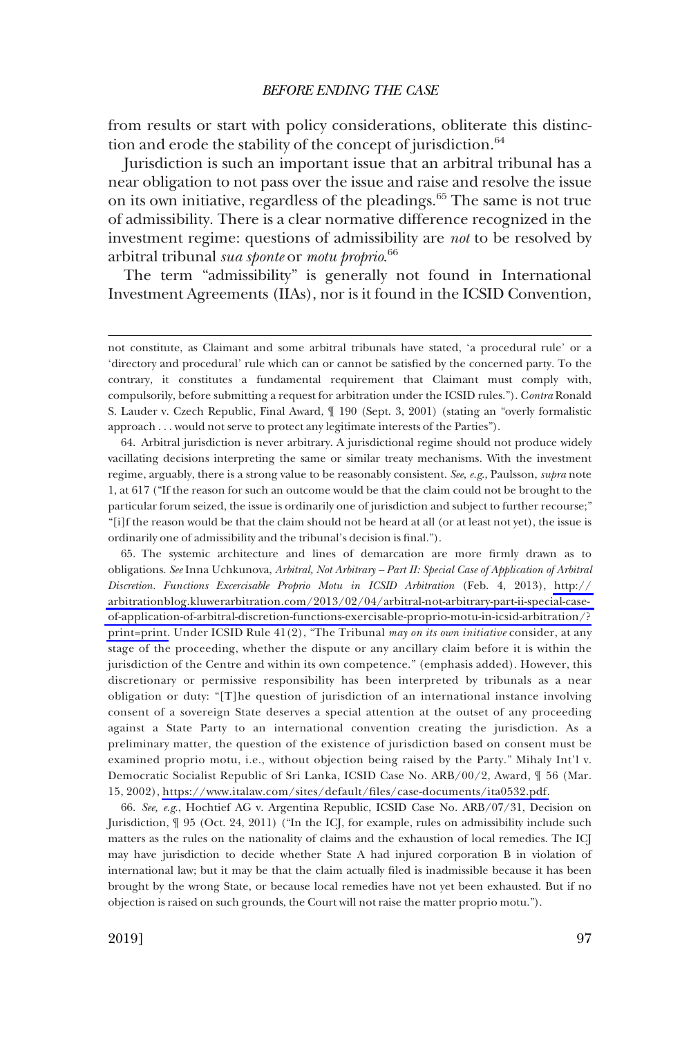from results or start with policy considerations, obliterate this distinction and erode the stability of the concept of jurisdiction.[64]

Jurisdiction is such an important issue that an arbitral tribunal has a near obligation to not pass over the issue and raise and resolve the issue on its own initiative, regardless of the pleadings.[65] The same is not true of admissibility. There is a clear normative difference recognized in the investment regime: questions of admissibility are *not* to be resolved by arbitral tribunal *sua sponte* or *motu proprio*.[66]

The term "admissibility" is generally not found in International Investment Agreements (IIAs), nor is it found in the ICSID Convention,

---

not constitute, as Claimant and some arbitral tribunals have stated, 'a procedural rule' or a 'directory and procedural' rule which can or cannot be satisfied by the concerned party. To the contrary, it constitutes a fundamental requirement that Claimant must comply with, compulsorily, before submitting a request for arbitration under the ICSID rules."). *Contra* Ronald S. Lauder v. Czech Republic, Final Award, ¶ 190 (Sept. 3, 2001) (stating an "overly formalistic approach . . . would not serve to protect any legitimate interests of the Parties").

64. Arbitral jurisdiction is never arbitrary. A jurisdictional regime should not produce widely vacillating decisions interpreting the same or similar treaty mechanisms. With the investment regime, arguably, there is a strong value to be reasonably consistent. *See, e.g.*, Paulsson, *supra* note 1, at 617 ("If the reason for such an outcome would be that the claim could not be brought to the particular forum seized, the issue is ordinarily one of jurisdiction and subject to further recourse;" "[i]f the reason would be that the claim should not be heard at all (or at least not yet), the issue is ordinarily one of admissibility and the tribunal's decision is final.").

65. The systemic architecture and lines of demarcation are more firmly drawn as to obligations. *See* Inna Uchkunova, *Arbitral, Not Arbitrary – Part II: Special Case of Application of Arbitral Discretion. Functions Excercisable Proprio Motu in ICSID Arbitration* (Feb. 4, 2013), http://arbitrationblog.kluwerarbitration.com/2013/02/04/arbitral-not-arbitrary-part-ii-special-case-of-application-of-arbitral-discretion-functions-exercisable-proprio-motu-in-icsid-arbitration/?print=print. Under ICSID Rule 41(2), "The Tribunal *may on its own initiative* consider, at any stage of the proceeding, whether the dispute or any ancillary claim before it is within the jurisdiction of the Centre and within its own competence." (emphasis added). However, this discretionary or permissive responsibility has been interpreted by tribunals as a near obligation or duty: "[T]he question of jurisdiction of an international instance involving consent of a sovereign State deserves a special attention at the outset of any proceeding against a State Party to an international convention creating the jurisdiction. As a preliminary matter, the question of the existence of jurisdiction based on consent must be examined proprio motu, i.e., without objection being raised by the Party." Mihaly Int'l v. Democratic Socialist Republic of Sri Lanka, ICSID Case No. ARB/00/2, Award, ¶ 56 (Mar. 15, 2002), https://www.italaw.com/sites/default/files/case-documents/ita0532.pdf.

66. *See, e.g.*, Hochtief AG v. Argentina Republic, ICSID Case No. ARB/07/31, Decision on Jurisdiction, ¶ 95 (Oct. 24, 2011) ("In the ICJ, for example, rules on admissibility include such matters as the rules on the nationality of claims and the exhaustion of local remedies. The ICJ may have jurisdiction to decide whether State A had injured corporation B in violation of international law; but it may be that the claim actually filed is inadmissible because it has been brought by the wrong State, or because local remedies have not yet been exhausted. But if no objection is raised on such grounds, the Court will not raise the matter proprio motu.").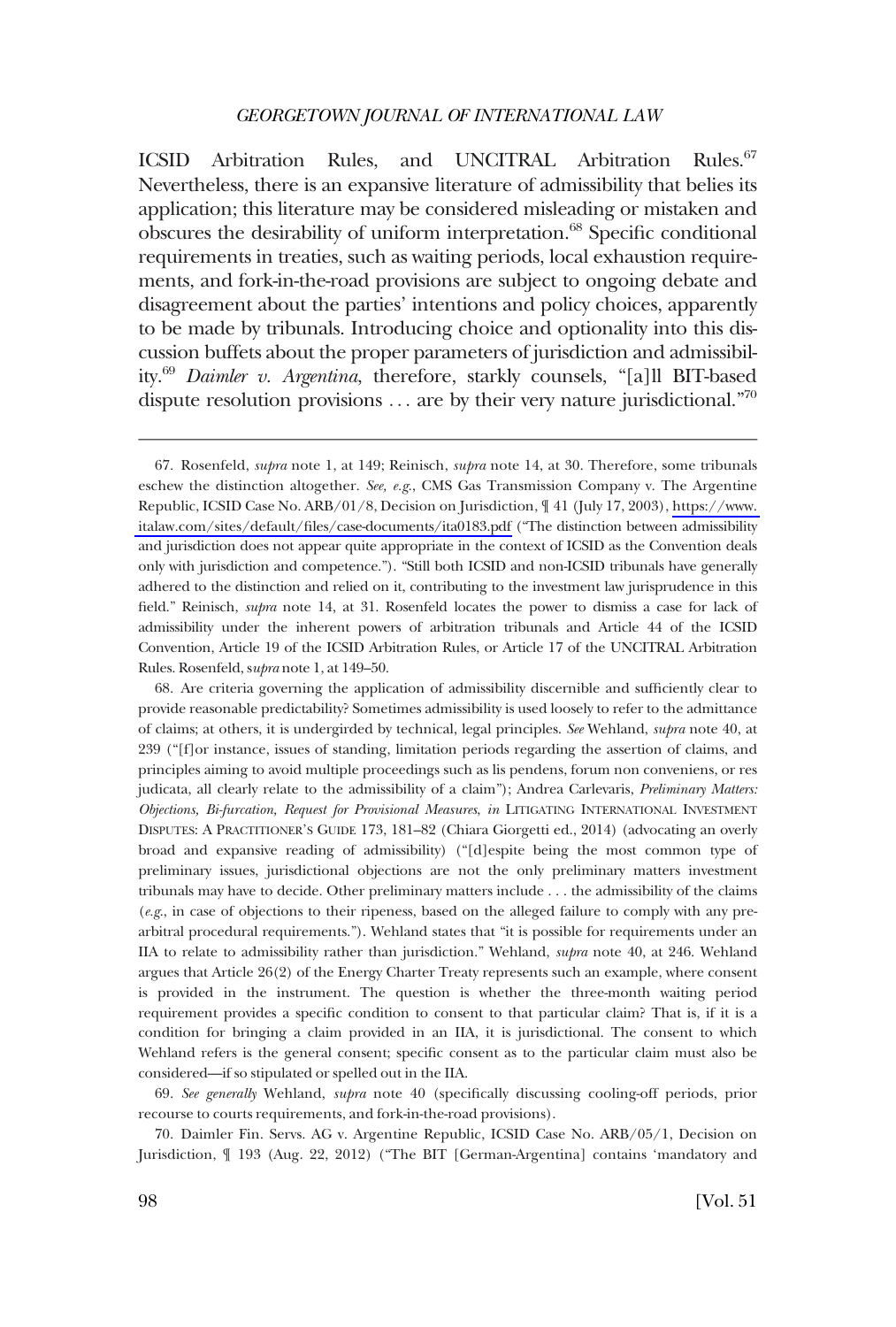ICSID Arbitration Rules, and UNCITRAL Arbitration Rules.[67] Nevertheless, there is an expansive literature of admissibility that belies its application; this literature may be considered misleading or mistaken and obscures the desirability of uniform interpretation.[68] Specific conditional requirements in treaties, such as waiting periods, local exhaustion requirements, and fork-in-the-road provisions are subject to ongoing debate and disagreement about the parties' intentions and policy choices, apparently to be made by tribunals. Introducing choice and optionality into this discussion buffets about the proper parameters of jurisdiction and admissibility.[69] *Daimler v. Argentina*, therefore, starkly counsels, "[a]ll BIT-based dispute resolution provisions . . . are by their very nature jurisdictional."[70]

---

67. Rosenfeld, *supra* note 1, at 149; Reinisch, *supra* note 14, at 30. Therefore, some tribunals eschew the distinction altogether. *See, e.g.*, CMS Gas Transmission Company v. The Argentine Republic, ICSID Case No. ARB/01/8, Decision on Jurisdiction, ¶ 41 (July 17, 2003), https://www.italaw.com/sites/default/files/case-documents/ita0183.pdf ("The distinction between admissibility and jurisdiction does not appear quite appropriate in the context of ICSID as the Convention deals only with jurisdiction and competence."). "Still both ICSID and non-ICSID tribunals have generally adhered to the distinction and relied on it, contributing to the investment law jurisprudence in this field." Reinisch, *supra* note 14, at 31. Rosenfeld locates the power to dismiss a case for lack of admissibility under the inherent powers of arbitration tribunals and Article 44 of the ICSID Convention, Article 19 of the ICSID Arbitration Rules, or Article 17 of the UNCITRAL Arbitration Rules. Rosenfeld, s*upra* note 1, at 149–50.

68. Are criteria governing the application of admissibility discernible and sufficiently clear to provide reasonable predictability? Sometimes admissibility is used loosely to refer to the admittance of claims; at others, it is undergirded by technical, legal principles. *See* Wehland, *supra* note 40, at 239 ("[f]or instance, issues of standing, limitation periods regarding the assertion of claims, and principles aiming to avoid multiple proceedings such as lis pendens, forum non conveniens, or res judicata, all clearly relate to the admissibility of a claim"); Andrea Carlevaris, *Preliminary Matters: Objections, Bi-furcation, Request for Provisional Measures*, *in* LITIGATING INTERNATIONAL INVESTMENT DISPUTES: A PRACTITIONER'S GUIDE 173, 181–82 (Chiara Giorgetti ed., 2014) (advocating an overly broad and expansive reading of admissibility) ("[d]espite being the most common type of preliminary issues, jurisdictional objections are not the only preliminary matters investment tribunals may have to decide. Other preliminary matters include . . . the admissibility of the claims (*e.g.*, in case of objections to their ripeness, based on the alleged failure to comply with any pre-arbitral procedural requirements."). Wehland states that "it is possible for requirements under an IIA to relate to admissibility rather than jurisdiction." Wehland, *supra* note 40, at 246. Wehland argues that Article 26(2) of the Energy Charter Treaty represents such an example, where consent is provided in the instrument. The question is whether the three-month waiting period requirement provides a specific condition to consent to that particular claim? That is, if it is a condition for bringing a claim provided in an IIA, it is jurisdictional. The consent to which Wehland refers is the general consent; specific consent as to the particular claim must also be considered—if so stipulated or spelled out in the IIA.

69. *See generally* Wehland, *supra* note 40 (specifically discussing cooling-off periods, prior recourse to courts requirements, and fork-in-the-road provisions).

70. Daimler Fin. Servs. AG v. Argentine Republic, ICSID Case No. ARB/05/1, Decision on Jurisdiction, ¶ 193 (Aug. 22, 2012) ("The BIT [German-Argentina] contains 'mandatory and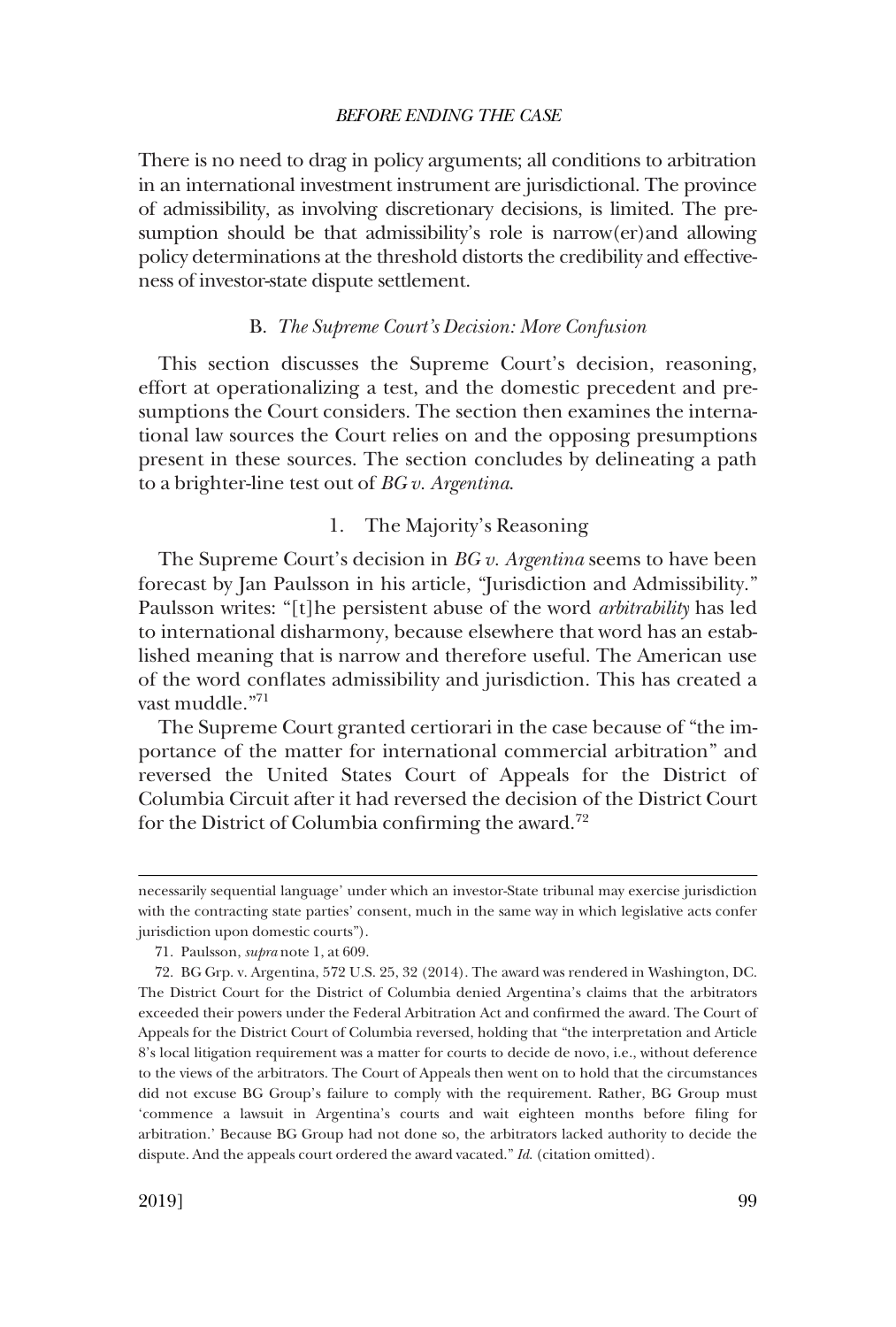There is no need to drag in policy arguments; all conditions to arbitration in an international investment instrument are jurisdictional. The province of admissibility, as involving discretionary decisions, is limited. The presumption should be that admissibility's role is narrow(er)and allowing policy determinations at the threshold distorts the credibility and effectiveness of investor-state dispute settlement.

### B. *The Supreme Court's Decision: More Confusion*

This section discusses the Supreme Court's decision, reasoning, effort at operationalizing a test, and the domestic precedent and presumptions the Court considers. The section then examines the international law sources the Court relies on and the opposing presumptions present in these sources. The section concludes by delineating a path to a brighter-line test out of *BG v. Argentina*.

#### 1. The Majority's Reasoning

The Supreme Court's decision in *BG v. Argentina* seems to have been forecast by Jan Paulsson in his article, "Jurisdiction and Admissibility." Paulsson writes: "[t]he persistent abuse of the word *arbitrability* has led to international disharmony, because elsewhere that word has an established meaning that is narrow and therefore useful. The American use of the word conflates admissibility and jurisdiction. This has created a vast muddle."[71]

The Supreme Court granted certiorari in the case because of "the importance of the matter for international commercial arbitration" and reversed the United States Court of Appeals for the District of Columbia Circuit after it had reversed the decision of the District Court for the District of Columbia confirming the award.[72]

---

necessarily sequential language' under which an investor-State tribunal may exercise jurisdiction with the contracting state parties' consent, much in the same way in which legislative acts confer jurisdiction upon domestic courts").

71. Paulsson, *supra* note 1, at 609.

72. BG Grp. v. Argentina, 572 U.S. 25, 32 (2014). The award was rendered in Washington, DC. The District Court for the District of Columbia denied Argentina's claims that the arbitrators exceeded their powers under the Federal Arbitration Act and confirmed the award. The Court of Appeals for the District Court of Columbia reversed, holding that "the interpretation and Article 8's local litigation requirement was a matter for courts to decide de novo, i.e., without deference to the views of the arbitrators. The Court of Appeals then went on to hold that the circumstances did not excuse BG Group's failure to comply with the requirement. Rather, BG Group must 'commence a lawsuit in Argentina's courts and wait eighteen months before filing for arbitration.' Because BG Group had not done so, the arbitrators lacked authority to decide the dispute. And the appeals court ordered the award vacated." *Id.* (citation omitted).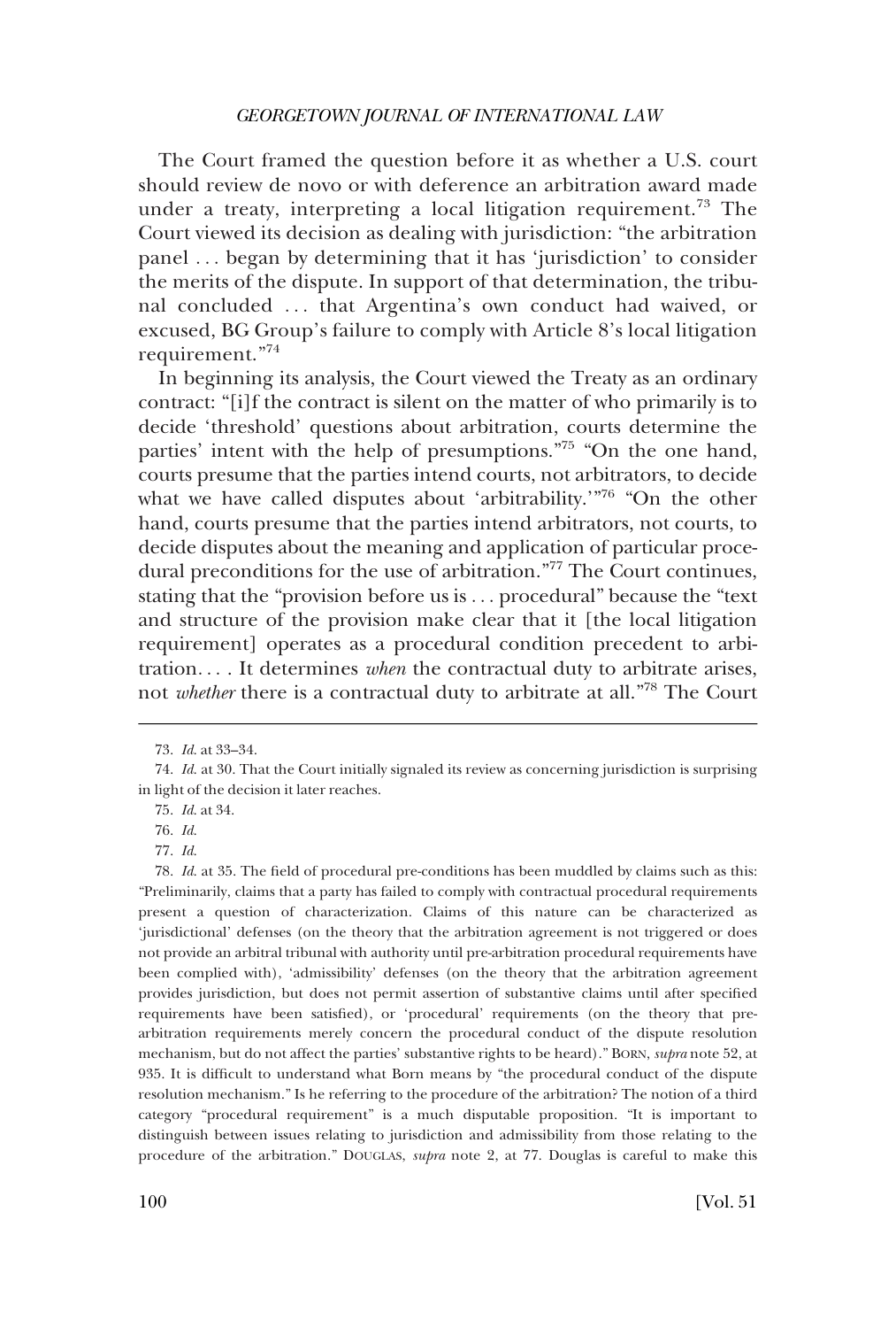The Court framed the question before it as whether a U.S. court should review de novo or with deference an arbitration award made under a treaty, interpreting a local litigation requirement.[73] The Court viewed its decision as dealing with jurisdiction: "the arbitration panel . . . began by determining that it has 'jurisdiction' to consider the merits of the dispute. In support of that determination, the tribunal concluded . . . that Argentina's own conduct had waived, or excused, BG Group's failure to comply with Article 8's local litigation requirement."[74]

In beginning its analysis, the Court viewed the Treaty as an ordinary contract: "[i]f the contract is silent on the matter of who primarily is to decide 'threshold' questions about arbitration, courts determine the parties' intent with the help of presumptions."[75] "On the one hand, courts presume that the parties intend courts, not arbitrators, to decide what we have called disputes about 'arbitrability.'"[76] "On the other hand, courts presume that the parties intend arbitrators, not courts, to decide disputes about the meaning and application of particular procedural preconditions for the use of arbitration."[77] The Court continues, stating that the "provision before us is . . . procedural" because the "text and structure of the provision make clear that it [the local litigation requirement] operates as a procedural condition precedent to arbitration. . . . It determines *when* the contractual duty to arbitrate arises, not *whether* there is a contractual duty to arbitrate at all."[78] The Court

---

73. *Id.* at 33–34.

74. *Id.* at 30. That the Court initially signaled its review as concerning jurisdiction is surprising in light of the decision it later reaches.

75. *Id.* at 34.

76. *Id.*

77. *Id.*

78. *Id.* at 35. The field of procedural pre-conditions has been muddled by claims such as this: "Preliminarily, claims that a party has failed to comply with contractual procedural requirements present a question of characterization. Claims of this nature can be characterized as 'jurisdictional' defenses (on the theory that the arbitration agreement is not triggered or does not provide an arbitral tribunal with authority until pre-arbitration procedural requirements have been complied with), 'admissibility' defenses (on the theory that the arbitration agreement provides jurisdiction, but does not permit assertion of substantive claims until after specified requirements have been satisfied), or 'procedural' requirements (on the theory that pre-arbitration requirements merely concern the procedural conduct of the dispute resolution mechanism, but do not affect the parties' substantive rights to be heard)." BORN, *supra* note 52, at 935. It is difficult to understand what Born means by "the procedural conduct of the dispute resolution mechanism." Is he referring to the procedure of the arbitration? The notion of a third category "procedural requirement" is a much disputable proposition. "It is important to distinguish between issues relating to jurisdiction and admissibility from those relating to the procedure of the arbitration." DOUGLAS, *supra* note 2, at 77. Douglas is careful to make this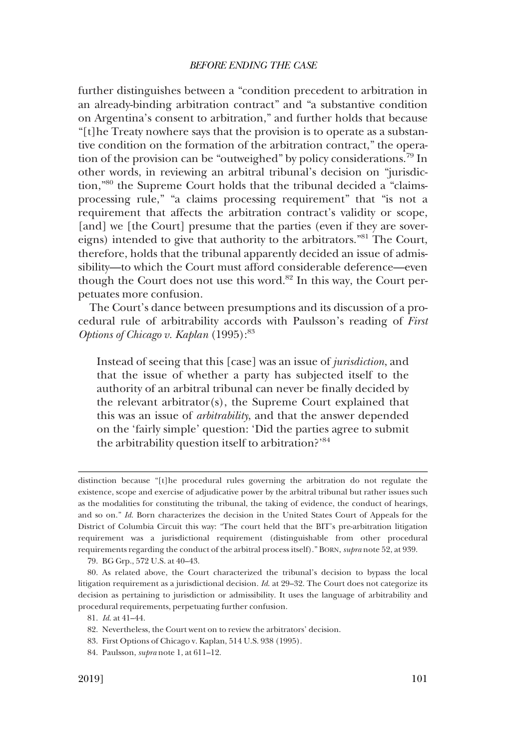further distinguishes between a "condition precedent to arbitration in an already-binding arbitration contract" and "a substantive condition on Argentina's consent to arbitration," and further holds that because "[t]he Treaty nowhere says that the provision is to operate as a substantive condition on the formation of the arbitration contract," the operation of the provision can be "outweighed" by policy considerations.[79] In other words, in reviewing an arbitral tribunal's decision on "jurisdiction,"[80] the Supreme Court holds that the tribunal decided a "claims-processing rule," "a claims processing requirement" that "is not a requirement that affects the arbitration contract's validity or scope, [and] we [the Court] presume that the parties (even if they are sovereigns) intended to give that authority to the arbitrators."[81] The Court, therefore, holds that the tribunal apparently decided an issue of admissibility—to which the Court must afford considerable deference—even though the Court does not use this word.[82] In this way, the Court perpetuates more confusion.

The Court's dance between presumptions and its discussion of a procedural rule of arbitrability accords with Paulsson's reading of *First Options of Chicago v. Kaplan* (1995):[83]

> Instead of seeing that this [case] was an issue of *jurisdiction*, and that the issue of whether a party has subjected itself to the authority of an arbitral tribunal can never be finally decided by the relevant arbitrator(s), the Supreme Court explained that this was an issue of *arbitrability*, and that the answer depended on the 'fairly simple' question: 'Did the parties agree to submit the arbitrability question itself to arbitration?'[84]

---

distinction because "[t]he procedural rules governing the arbitration do not regulate the existence, scope and exercise of adjudicative power by the arbitral tribunal but rather issues such as the modalities for constituting the tribunal, the taking of evidence, the conduct of hearings, and so on." *Id.* Born characterizes the decision in the United States Court of Appeals for the District of Columbia Circuit this way: "The court held that the BIT's pre-arbitration litigation requirement was a jurisdictional requirement (distinguishable from other procedural requirements regarding the conduct of the arbitral process itself)." BORN, *supra* note 52, at 939.

79. BG Grp., 572 U.S. at 40–43.

80. As related above, the Court characterized the tribunal's decision to bypass the local litigation requirement as a jurisdictional decision. *Id.* at 29–32. The Court does not categorize its decision as pertaining to jurisdiction or admissibility. It uses the language of arbitrability and procedural requirements, perpetuating further confusion.

81. *Id.* at 41–44.

82. Nevertheless, the Court went on to review the arbitrators' decision.

83. First Options of Chicago v. Kaplan, 514 U.S. 938 (1995).

84. Paulsson, *supra* note 1, at 611–12.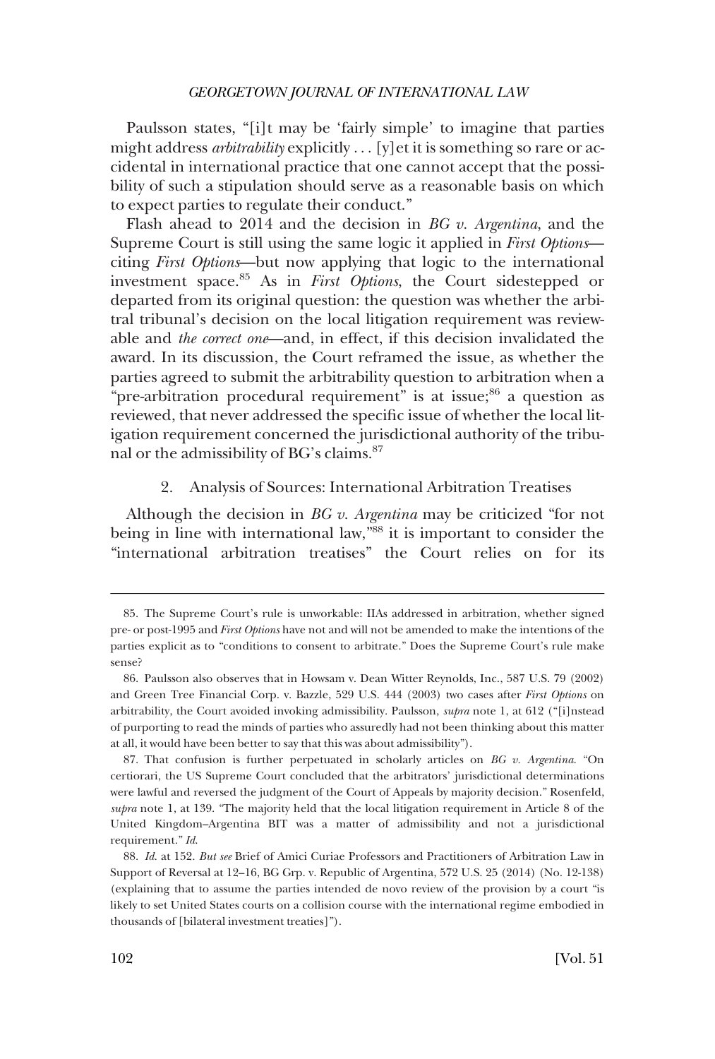Paulsson states, "[i]t may be 'fairly simple' to imagine that parties might address *arbitrability* explicitly . . . [y]et it is something so rare or accidental in international practice that one cannot accept that the possibility of such a stipulation should serve as a reasonable basis on which to expect parties to regulate their conduct."

Flash ahead to 2014 and the decision in *BG v. Argentina*, and the Supreme Court is still using the same logic it applied in *First Options*—citing *First Options*—but now applying that logic to the international investment space.[85] As in *First Options*, the Court sidestepped or departed from its original question: the question was whether the arbitral tribunal's decision on the local litigation requirement was reviewable and *the correct one*—and, in effect, if this decision invalidated the award. In its discussion, the Court reframed the issue, as whether the parties agreed to submit the arbitrability question to arbitration when a "pre-arbitration procedural requirement" is at issue;[86] a question as reviewed, that never addressed the specific issue of whether the local litigation requirement concerned the jurisdictional authority of the tribunal or the admissibility of BG's claims.[87]

### 2. Analysis of Sources: International Arbitration Treatises

Although the decision in *BG v. Argentina* may be criticized "for not being in line with international law,"[88] it is important to consider the "international arbitration treatises" the Court relies on for its

---

85. The Supreme Court's rule is unworkable: IIAs addressed in arbitration, whether signed pre- or post-1995 and *First Options* have not and will not be amended to make the intentions of the parties explicit as to "conditions to consent to arbitrate." Does the Supreme Court's rule make sense?

86. Paulsson also observes that in Howsam v. Dean Witter Reynolds, Inc., 587 U.S. 79 (2002) and Green Tree Financial Corp. v. Bazzle, 529 U.S. 444 (2003) two cases after *First Options* on arbitrability, the Court avoided invoking admissibility. Paulsson, *supra* note 1, at 612 ("[i]nstead of purporting to read the minds of parties who assuredly had not been thinking about this matter at all, it would have been better to say that this was about admissibility").

87. That confusion is further perpetuated in scholarly articles on *BG v. Argentina*. "On certiorari, the US Supreme Court concluded that the arbitrators' jurisdictional determinations were lawful and reversed the judgment of the Court of Appeals by majority decision." Rosenfeld, *supra* note 1, at 139. "The majority held that the local litigation requirement in Article 8 of the United Kingdom–Argentina BIT was a matter of admissibility and not a jurisdictional requirement." *Id.*

88. *Id.* at 152. *But see* Brief of Amici Curiae Professors and Practitioners of Arbitration Law in Support of Reversal at 12–16, BG Grp. v. Republic of Argentina, 572 U.S. 25 (2014) (No. 12-138) (explaining that to assume the parties intended de novo review of the provision by a court "is likely to set United States courts on a collision course with the international regime embodied in thousands of [bilateral investment treaties]").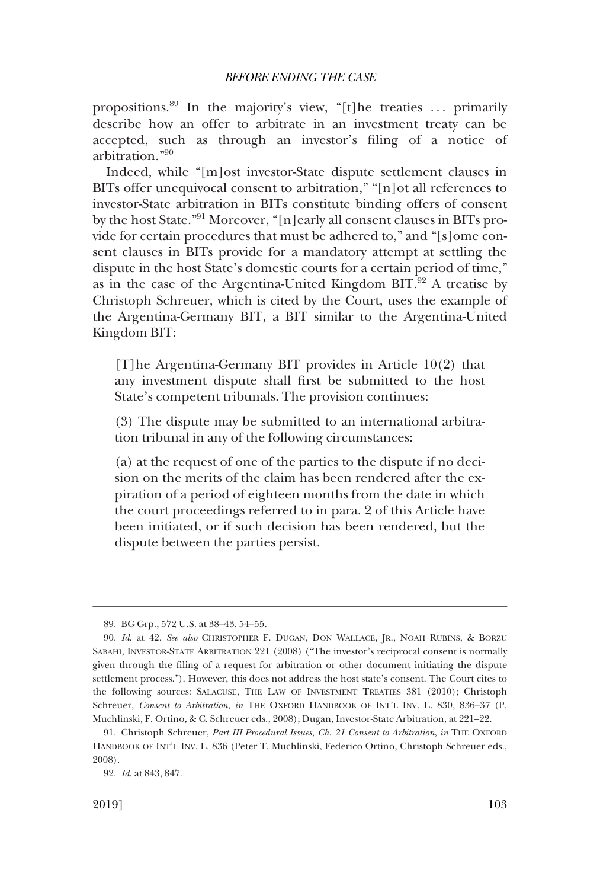propositions.[89] In the majority's view, "[t]he treaties . . . primarily describe how an offer to arbitrate in an investment treaty can be accepted, such as through an investor's filing of a notice of arbitration."[90]

Indeed, while "[m]ost investor-State dispute settlement clauses in BITs offer unequivocal consent to arbitration," "[n]ot all references to investor-State arbitration in BITs constitute binding offers of consent by the host State."[91] Moreover, "[n]early all consent clauses in BITs provide for certain procedures that must be adhered to," and "[s]ome consent clauses in BITs provide for a mandatory attempt at settling the dispute in the host State's domestic courts for a certain period of time," as in the case of the Argentina-United Kingdom BIT.[92] A treatise by Christoph Schreuer, which is cited by the Court, uses the example of the Argentina-Germany BIT, a BIT similar to the Argentina-United Kingdom BIT:

> [T]he Argentina-Germany BIT provides in Article 10(2) that any investment dispute shall first be submitted to the host State's competent tribunals. The provision continues:
>
> (3) The dispute may be submitted to an international arbitration tribunal in any of the following circumstances:
>
> (a) at the request of one of the parties to the dispute if no decision on the merits of the claim has been rendered after the expiration of a period of eighteen months from the date in which the court proceedings referred to in para. 2 of this Article have been initiated, or if such decision has been rendered, but the dispute between the parties persist.

---

89. BG Grp., 572 U.S. at 38–43, 54–55.

90. *Id.* at 42. *See also* CHRISTOPHER F. DUGAN, DON WALLACE, JR., NOAH RUBINS, & BORZU SABAHI, INVESTOR-STATE ARBITRATION 221 (2008) ("The investor's reciprocal consent is normally given through the filing of a request for arbitration or other document initiating the dispute settlement process."). However, this does not address the host state's consent. The Court cites to the following sources: SALACUSE, THE LAW OF INVESTMENT TREATIES 381 (2010); Christoph Schreuer, *Consent to Arbitration*, *in* THE OXFORD HANDBOOK OF INT'L INV. L. 830, 836–37 (P. Muchlinski, F. Ortino, & C. Schreuer eds., 2008); Dugan, Investor-State Arbitration, at 221–22.

91. Christoph Schreuer, *Part III Procedural Issues, Ch. 21 Consent to Arbitration*, *in* THE OXFORD HANDBOOK OF INT'L INV. L. 836 (Peter T. Muchlinski, Federico Ortino, Christoph Schreuer eds., 2008).

92. *Id.* at 843, 847.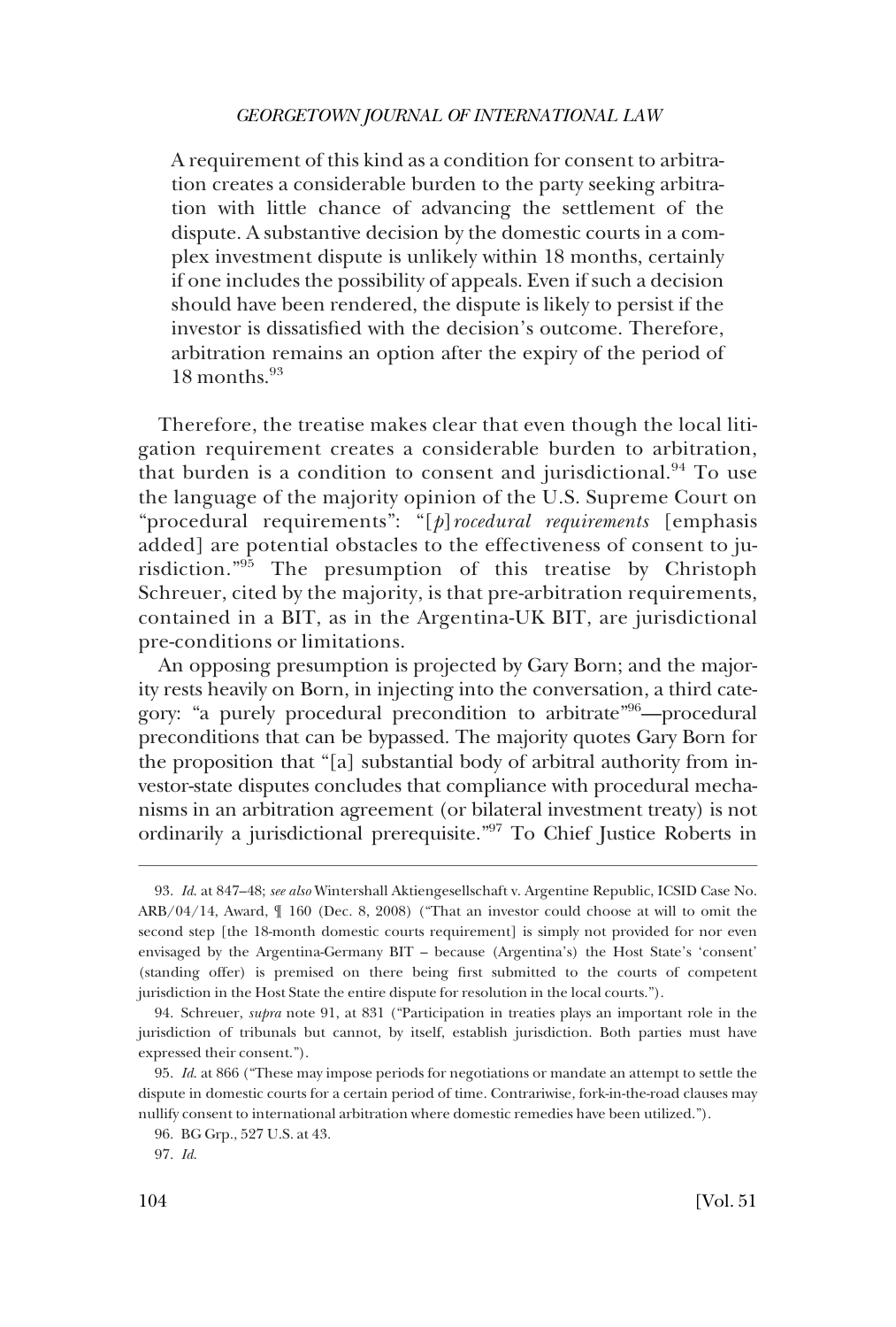> A requirement of this kind as a condition for consent to arbitration creates a considerable burden to the party seeking arbitration with little chance of advancing the settlement of the dispute. A substantive decision by the domestic courts in a complex investment dispute is unlikely within 18 months, certainly if one includes the possibility of appeals. Even if such a decision should have been rendered, the dispute is likely to persist if the investor is dissatisfied with the decision's outcome. Therefore, arbitration remains an option after the expiry of the period of 18 months.[93]

Therefore, the treatise makes clear that even though the local litigation requirement creates a considerable burden to arbitration, that burden is a condition to consent and jurisdictional.[94] To use the language of the majority opinion of the U.S. Supreme Court on "procedural requirements": "[*p*]*rocedural requirements* [emphasis added] are potential obstacles to the effectiveness of consent to jurisdiction."[95] The presumption of this treatise by Christoph Schreuer, cited by the majority, is that pre-arbitration requirements, contained in a BIT, as in the Argentina-UK BIT, are jurisdictional pre-conditions or limitations.

An opposing presumption is projected by Gary Born; and the majority rests heavily on Born, in injecting into the conversation, a third category: "a purely procedural precondition to arbitrate"[96]—procedural preconditions that can be bypassed. The majority quotes Gary Born for the proposition that "[a] substantial body of arbitral authority from investor-state disputes concludes that compliance with procedural mechanisms in an arbitration agreement (or bilateral investment treaty) is not ordinarily a jurisdictional prerequisite."[97] To Chief Justice Roberts in

---

93. *Id.* at 847–48; *see also* Wintershall Aktiengesellschaft v. Argentine Republic, ICSID Case No. ARB/04/14, Award, ¶ 160 (Dec. 8, 2008) ("That an investor could choose at will to omit the second step [the 18-month domestic courts requirement] is simply not provided for nor even envisaged by the Argentina-Germany BIT – because (Argentina's) the Host State's 'consent' (standing offer) is premised on there being first submitted to the courts of competent jurisdiction in the Host State the entire dispute for resolution in the local courts.").

94. Schreuer, *supra* note 91, at 831 ("Participation in treaties plays an important role in the jurisdiction of tribunals but cannot, by itself, establish jurisdiction. Both parties must have expressed their consent.").

95. *Id.* at 866 ("These may impose periods for negotiations or mandate an attempt to settle the dispute in domestic courts for a certain period of time. Contrariwise, fork-in-the-road clauses may nullify consent to international arbitration where domestic remedies have been utilized.").

96. BG Grp., 527 U.S. at 43.

97. *Id.*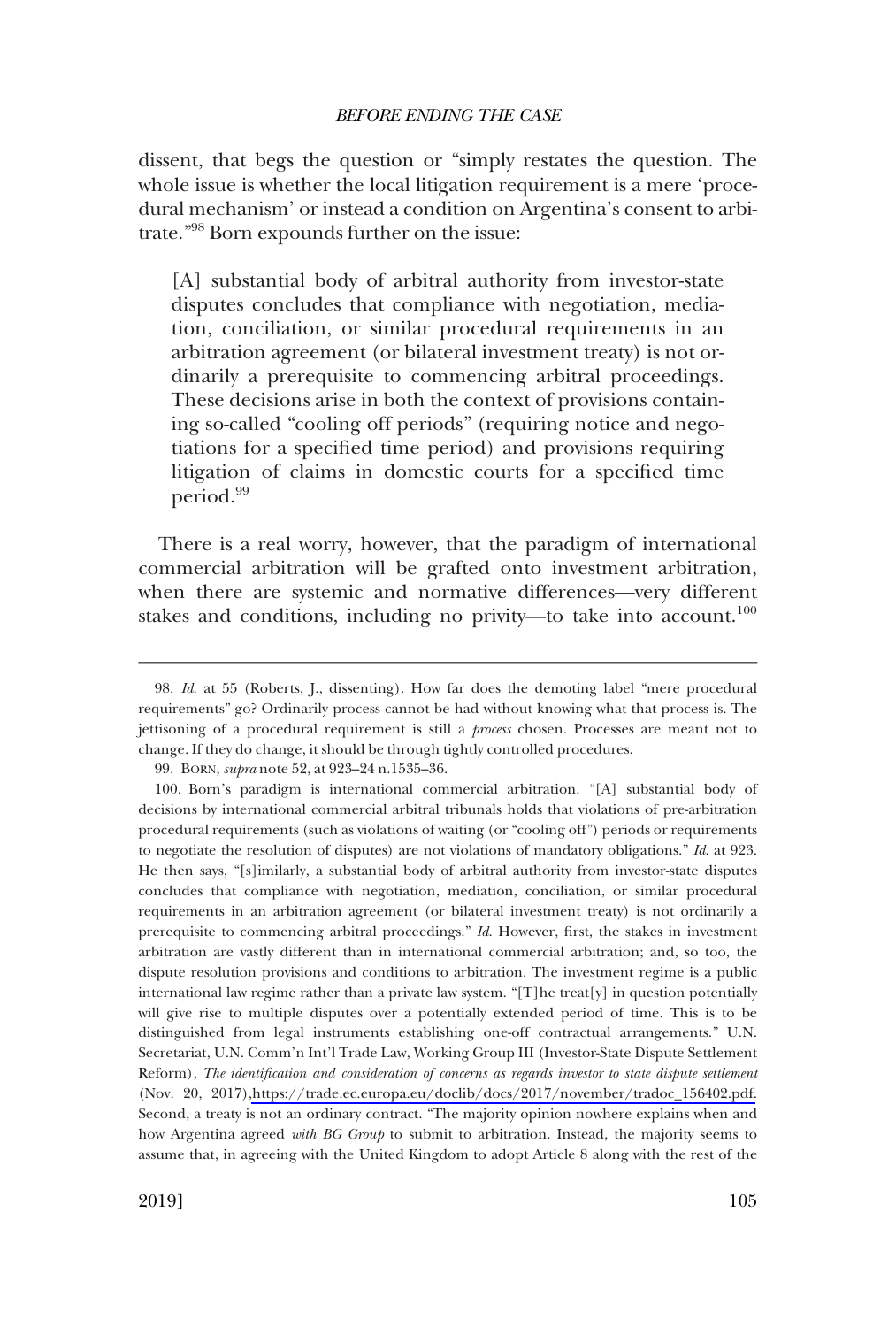dissent, that begs the question or "simply restates the question. The whole issue is whether the local litigation requirement is a mere 'procedural mechanism' or instead a condition on Argentina's consent to arbitrate."[98] Born expounds further on the issue:

> [A] substantial body of arbitral authority from investor-state disputes concludes that compliance with negotiation, mediation, conciliation, or similar procedural requirements in an arbitration agreement (or bilateral investment treaty) is not ordinarily a prerequisite to commencing arbitral proceedings. These decisions arise in both the context of provisions containing so-called "cooling off periods" (requiring notice and negotiations for a specified time period) and provisions requiring litigation of claims in domestic courts for a specified time period.[99]

There is a real worry, however, that the paradigm of international commercial arbitration will be grafted onto investment arbitration, when there are systemic and normative differences—very different stakes and conditions, including no privity—to take into account.[100]

---

98. *Id.* at 55 (Roberts, J., dissenting). How far does the demoting label "mere procedural requirements" go? Ordinarily process cannot be had without knowing what that process is. The jettisoning of a procedural requirement is still a *process* chosen. Processes are meant not to change. If they do change, it should be through tightly controlled procedures.

99. BORN, *supra* note 52, at 923–24 n.1535–36.

100. Born's paradigm is international commercial arbitration. "[A] substantial body of decisions by international commercial arbitral tribunals holds that violations of pre-arbitration procedural requirements (such as violations of waiting (or "cooling off") periods or requirements to negotiate the resolution of disputes) are not violations of mandatory obligations." *Id.* at 923. He then says, "[s]imilarly, a substantial body of arbitral authority from investor-state disputes concludes that compliance with negotiation, mediation, conciliation, or similar procedural requirements in an arbitration agreement (or bilateral investment treaty) is not ordinarily a prerequisite to commencing arbitral proceedings." *Id.* However, first, the stakes in investment arbitration are vastly different than in international commercial arbitration; and, so too, the dispute resolution provisions and conditions to arbitration. The investment regime is a public international law regime rather than a private law system. "[T]he treat[y] in question potentially will give rise to multiple disputes over a potentially extended period of time. This is to be distinguished from legal instruments establishing one-off contractual arrangements." U.N. Secretariat, U.N. Comm'n Int'l Trade Law, Working Group III (Investor-State Dispute Settlement Reform), *The identification and consideration of concerns as regards investor to state dispute settlement* (Nov. 20, 2017), https://trade.ec.europa.eu/doclib/docs/2017/november/tradoc_156402.pdf. Second, a treaty is not an ordinary contract. "The majority opinion nowhere explains when and how Argentina agreed *with BG Group* to submit to arbitration. Instead, the majority seems to assume that, in agreeing with the United Kingdom to adopt Article 8 along with the rest of the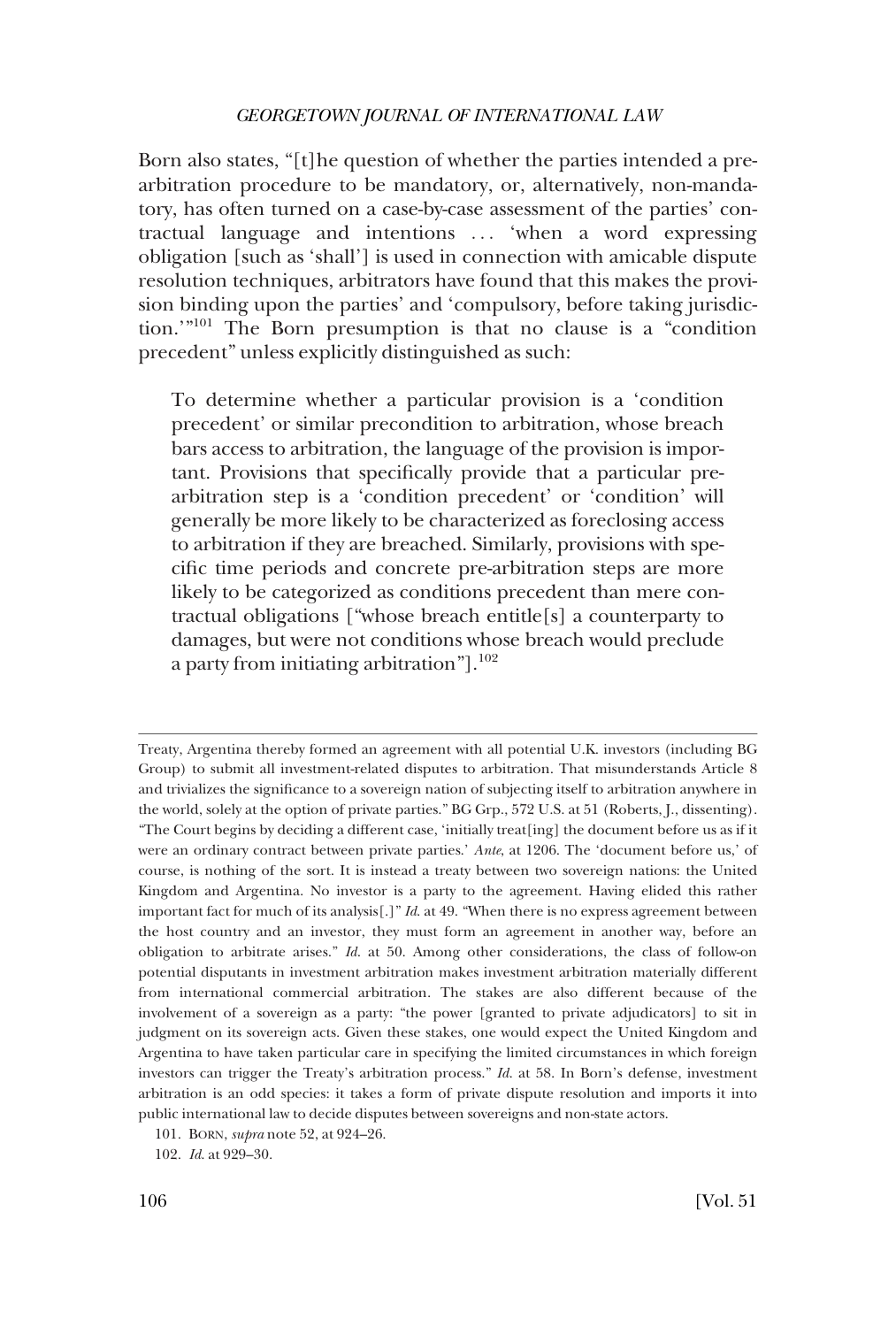Born also states, "[t]he question of whether the parties intended a pre-arbitration procedure to be mandatory, or, alternatively, non-mandatory, has often turned on a case-by-case assessment of the parties' contractual language and intentions . . . 'when a word expressing obligation [such as 'shall'] is used in connection with amicable dispute resolution techniques, arbitrators have found that this makes the provision binding upon the parties' and 'compulsory, before taking jurisdiction.'"[101] The Born presumption is that no clause is a "condition precedent" unless explicitly distinguished as such:

> To determine whether a particular provision is a 'condition precedent' or similar precondition to arbitration, whose breach bars access to arbitration, the language of the provision is important. Provisions that specifically provide that a particular pre-arbitration step is a 'condition precedent' or 'condition' will generally be more likely to be characterized as foreclosing access to arbitration if they are breached. Similarly, provisions with specific time periods and concrete pre-arbitration steps are more likely to be categorized as conditions precedent than mere contractual obligations ["whose breach entitle[s] a counterparty to damages, but were not conditions whose breach would preclude a party from initiating arbitration"].[102]

---

Treaty, Argentina thereby formed an agreement with all potential U.K. investors (including BG Group) to submit all investment-related disputes to arbitration. That misunderstands Article 8 and trivializes the significance to a sovereign nation of subjecting itself to arbitration anywhere in the world, solely at the option of private parties." BG Grp., 572 U.S. at 51 (Roberts, J., dissenting). "The Court begins by deciding a different case, 'initially treat[ing] the document before us as if it were an ordinary contract between private parties.' *Ante*, at 1206. The 'document before us,' of course, is nothing of the sort. It is instead a treaty between two sovereign nations: the United Kingdom and Argentina. No investor is a party to the agreement. Having elided this rather important fact for much of its analysis[.]" *Id.* at 49. "When there is no express agreement between the host country and an investor, they must form an agreement in another way, before an obligation to arbitrate arises." *Id.* at 50. Among other considerations, the class of follow-on potential disputants in investment arbitration makes investment arbitration materially different from international commercial arbitration. The stakes are also different because of the involvement of a sovereign as a party: "the power [granted to private adjudicators] to sit in judgment on its sovereign acts. Given these stakes, one would expect the United Kingdom and Argentina to have taken particular care in specifying the limited circumstances in which foreign investors can trigger the Treaty's arbitration process." *Id.* at 58. In Born's defense, investment arbitration is an odd species: it takes a form of private dispute resolution and imports it into public international law to decide disputes between sovereigns and non-state actors.

101. BORN, *supra* note 52, at 924–26.

102. *Id.* at 929–30.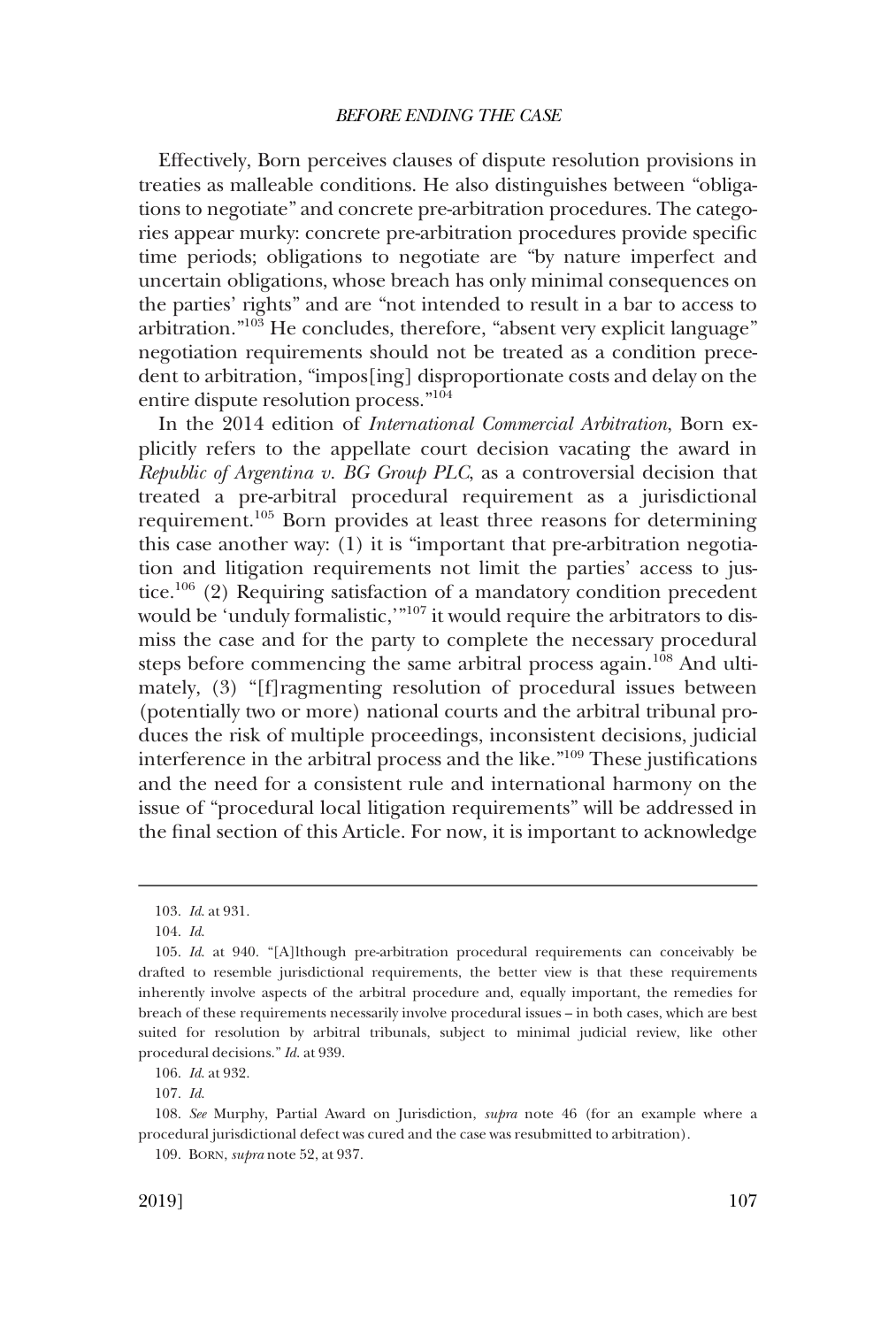Effectively, Born perceives clauses of dispute resolution provisions in treaties as malleable conditions. He also distinguishes between "obligations to negotiate" and concrete pre-arbitration procedures. The categories appear murky: concrete pre-arbitration procedures provide specific time periods; obligations to negotiate are "by nature imperfect and uncertain obligations, whose breach has only minimal consequences on the parties' rights" and are "not intended to result in a bar to access to arbitration."[103] He concludes, therefore, "absent very explicit language" negotiation requirements should not be treated as a condition precedent to arbitration, "impos[ing] disproportionate costs and delay on the entire dispute resolution process."[104]

In the 2014 edition of *International Commercial Arbitration*, Born explicitly refers to the appellate court decision vacating the award in *Republic of Argentina v. BG Group PLC*, as a controversial decision that treated a pre-arbitral procedural requirement as a jurisdictional requirement.[105] Born provides at least three reasons for determining this case another way: (1) it is "important that pre-arbitration negotiation and litigation requirements not limit the parties' access to justice.[106] (2) Requiring satisfaction of a mandatory condition precedent would be 'unduly formalistic,'"[107] it would require the arbitrators to dismiss the case and for the party to complete the necessary procedural steps before commencing the same arbitral process again.[108] And ultimately, (3) "[f]ragmenting resolution of procedural issues between (potentially two or more) national courts and the arbitral tribunal produces the risk of multiple proceedings, inconsistent decisions, judicial interference in the arbitral process and the like."[109] These justifications and the need for a consistent rule and international harmony on the issue of "procedural local litigation requirements" will be addressed in the final section of this Article. For now, it is important to acknowledge

---

103. *Id.* at 931.

104. *Id.*

105. *Id.* at 940. "[A]lthough pre-arbitration procedural requirements can conceivably be drafted to resemble jurisdictional requirements, the better view is that these requirements inherently involve aspects of the arbitral procedure and, equally important, the remedies for breach of these requirements necessarily involve procedural issues – in both cases, which are best suited for resolution by arbitral tribunals, subject to minimal judicial review, like other procedural decisions." *Id.* at 939.

106. *Id.* at 932.

107. *Id.*

108. *See* Murphy, Partial Award on Jurisdiction, *supra* note 46 (for an example where a procedural jurisdictional defect was cured and the case was resubmitted to arbitration).

109. BORN, *supra* note 52, at 937.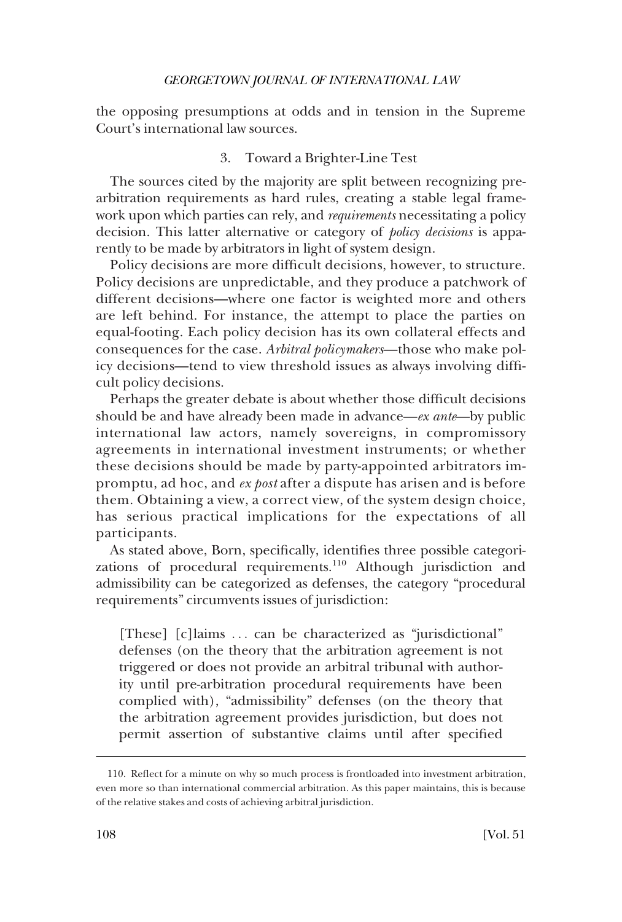the opposing presumptions at odds and in tension in the Supreme Court's international law sources.

### 3. Toward a Brighter-Line Test

The sources cited by the majority are split between recognizing pre-arbitration requirements as hard rules, creating a stable legal framework upon which parties can rely, and *requirements* necessitating a policy decision. This latter alternative or category of *policy decisions* is apparently to be made by arbitrators in light of system design.

Policy decisions are more difficult decisions, however, to structure. Policy decisions are unpredictable, and they produce a patchwork of different decisions—where one factor is weighted more and others are left behind. For instance, the attempt to place the parties on equal-footing. Each policy decision has its own collateral effects and consequences for the case. *Arbitral policymakers*—those who make policy decisions—tend to view threshold issues as always involving difficult policy decisions.

Perhaps the greater debate is about whether those difficult decisions should be and have already been made in advance—*ex ante*—by public international law actors, namely sovereigns, in compromissory agreements in international investment instruments; or whether these decisions should be made by party-appointed arbitrators impromptu, ad hoc, and *ex post* after a dispute has arisen and is before them. Obtaining a view, a correct view, of the system design choice, has serious practical implications for the expectations of all participants.

As stated above, Born, specifically, identifies three possible categorizations of procedural requirements.[110] Although jurisdiction and admissibility can be categorized as defenses, the category "procedural requirements" circumvents issues of jurisdiction:

> [These] [c]laims . . . can be characterized as "jurisdictional" defenses (on the theory that the arbitration agreement is not triggered or does not provide an arbitral tribunal with authority until pre-arbitration procedural requirements have been complied with), "admissibility" defenses (on the theory that the arbitration agreement provides jurisdiction, but does not permit assertion of substantive claims until after specified

110. Reflect for a minute on why so much process is frontloaded into investment arbitration, even more so than international commercial arbitration. As this paper maintains, this is because of the relative stakes and costs of achieving arbitral jurisdiction.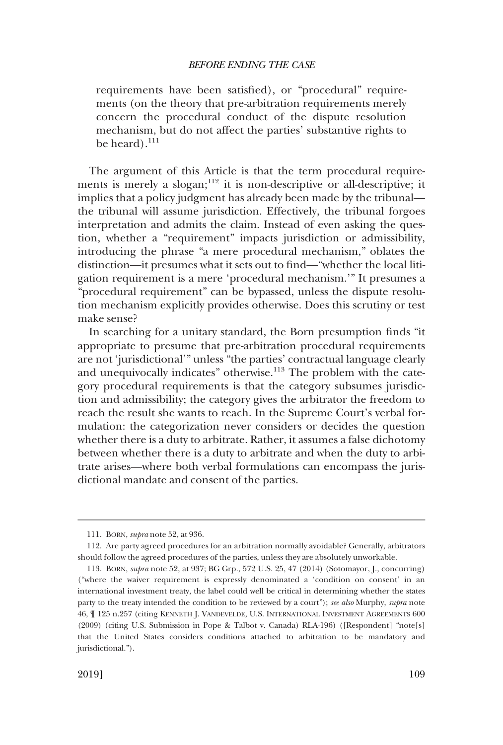requirements have been satisfied), or "procedural" requirements (on the theory that pre-arbitration requirements merely concern the procedural conduct of the dispute resolution mechanism, but do not affect the parties' substantive rights to be heard).[111]

The argument of this Article is that the term procedural requirements is merely a slogan;[112] it is non-descriptive or all-descriptive; it implies that a policy judgment has already been made by the tribunal—the tribunal will assume jurisdiction. Effectively, the tribunal forgoes interpretation and admits the claim. Instead of even asking the question, whether a "requirement" impacts jurisdiction or admissibility, introducing the phrase "a mere procedural mechanism," oblates the distinction—it presumes what it sets out to find—"whether the local litigation requirement is a mere 'procedural mechanism.'" It presumes a "procedural requirement" can be bypassed, unless the dispute resolution mechanism explicitly provides otherwise. Does this scrutiny or test make sense?

In searching for a unitary standard, the Born presumption finds "it appropriate to presume that pre-arbitration procedural requirements are not 'jurisdictional'" unless "the parties' contractual language clearly and unequivocally indicates" otherwise.[113] The problem with the category procedural requirements is that the category subsumes jurisdiction and admissibility; the category gives the arbitrator the freedom to reach the result she wants to reach. In the Supreme Court's verbal formulation: the categorization never considers or decides the question whether there is a duty to arbitrate. Rather, it assumes a false dichotomy between whether there is a duty to arbitrate and when the duty to arbitrate arises—where both verbal formulations can encompass the jurisdictional mandate and consent of the parties.

---

111. BORN, *supra* note 52, at 936.

112. Are party agreed procedures for an arbitration normally avoidable? Generally, arbitrators should follow the agreed procedures of the parties, unless they are absolutely unworkable.

113. BORN, *supra* note 52, at 937; BG Grp., 572 U.S. 25, 47 (2014) (Sotomayor, J., concurring) ("where the waiver requirement is expressly denominated a 'condition on consent' in an international investment treaty, the label could well be critical in determining whether the states party to the treaty intended the condition to be reviewed by a court"); *see also* Murphy, *supra* note 46, ¶ 125 n.257 (citing KENNETH J. VANDEVELDE, U.S. INTERNATIONAL INVESTMENT AGREEMENTS 600 (2009) (citing U.S. Submission in Pope & Talbot v. Canada) RLA-196) ([Respondent] "note[s] that the United States considers conditions attached to arbitration to be mandatory and jurisdictional.").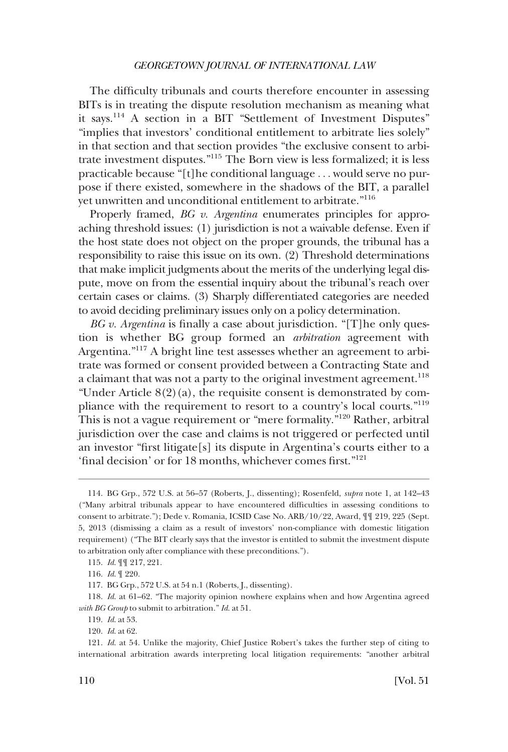The difficulty tribunals and courts therefore encounter in assessing BITs is in treating the dispute resolution mechanism as meaning what it says.[114] A section in a BIT "Settlement of Investment Disputes" "implies that investors' conditional entitlement to arbitrate lies solely" in that section and that section provides "the exclusive consent to arbitrate investment disputes."[115] The Born view is less formalized; it is less practicable because "[t]he conditional language . . . would serve no purpose if there existed, somewhere in the shadows of the BIT, a parallel yet unwritten and unconditional entitlement to arbitrate."[116]

Properly framed, *BG v. Argentina* enumerates principles for approaching threshold issues: (1) jurisdiction is not a waivable defense. Even if the host state does not object on the proper grounds, the tribunal has a responsibility to raise this issue on its own. (2) Threshold determinations that make implicit judgments about the merits of the underlying legal dispute, move on from the essential inquiry about the tribunal's reach over certain cases or claims. (3) Sharply differentiated categories are needed to avoid deciding preliminary issues only on a policy determination.

*BG v. Argentina* is finally a case about jurisdiction. "[T]he only question is whether BG group formed an *arbitration* agreement with Argentina."[117] A bright line test assesses whether an agreement to arbitrate was formed or consent provided between a Contracting State and a claimant that was not a party to the original investment agreement.[118] "Under Article 8(2)(a), the requisite consent is demonstrated by compliance with the requirement to resort to a country's local courts."[119] This is not a vague requirement or "mere formality."[120] Rather, arbitral jurisdiction over the case and claims is not triggered or perfected until an investor "first litigate[s] its dispute in Argentina's courts either to a 'final decision' or for 18 months, whichever comes first."[121]

---

114. BG Grp., 572 U.S. at 56–57 (Roberts, J., dissenting); Rosenfeld, *supra* note 1, at 142–43 ("Many arbitral tribunals appear to have encountered difficulties in assessing conditions to consent to arbitrate."); Dede v. Romania, ICSID Case No. ARB/10/22, Award, ¶¶ 219, 225 (Sept. 5, 2013 (dismissing a claim as a result of investors' non-compliance with domestic litigation requirement) ("The BIT clearly says that the investor is entitled to submit the investment dispute to arbitration only after compliance with these preconditions.").

115. *Id.* ¶¶ 217, 221.

116. *Id.* ¶ 220.

117. BG Grp., 572 U.S. at 54 n.1 (Roberts, J., dissenting).

118. *Id.* at 61–62. "The majority opinion nowhere explains when and how Argentina agreed *with BG Group* to submit to arbitration." *Id.* at 51.

119. *Id.* at 53.

120. *Id.* at 62.

121. *Id.* at 54. Unlike the majority, Chief Justice Robert's takes the further step of citing to international arbitration awards interpreting local litigation requirements: "another arbitral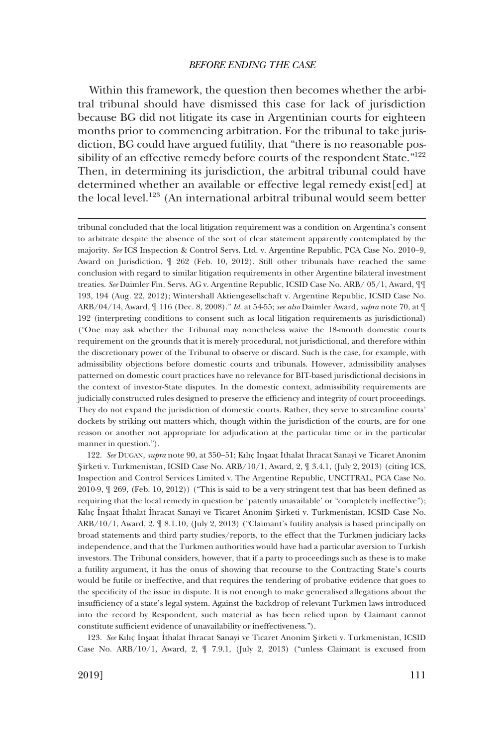Within this framework, the question then becomes whether the arbitral tribunal should have dismissed this case for lack of jurisdiction because BG did not litigate its case in Argentinian courts for eighteen months prior to commencing arbitration. For the tribunal to take jurisdiction, BG could have argued futility, that "there is no reasonable possibility of an effective remedy before courts of the respondent State."[122] Then, in determining its jurisdiction, the arbitral tribunal could have determined whether an available or effective legal remedy exist[ed] at the local level.[123] (An international arbitral tribunal would seem better

---

tribunal concluded that the local litigation requirement was a condition on Argentina's consent to arbitrate despite the absence of the sort of clear statement apparently contemplated by the majority. *See* ICS Inspection & Control Servs. Ltd. v. Argentine Republic, PCA Case No. 2010–9, Award on Jurisdiction, ¶ 262 (Feb. 10, 2012). Still other tribunals have reached the same conclusion with regard to similar litigation requirements in other Argentine bilateral investment treaties. *See* Daimler Fin. Servs. AG v. Argentine Republic, ICSID Case No. ARB/ 05/1, Award, ¶¶ 193, 194 (Aug. 22, 2012); Wintershall Aktiengesellschaft v. Argentine Republic, ICSID Case No. ARB/04/14, Award, ¶ 116 (Dec. 8, 2008)." *Id.* at 54-55; *see also* Daimler Award, *supra* note 70, at ¶ 192 (interpreting conditions to consent such as local litigation requirements as jurisdictional) ("One may ask whether the Tribunal may nonetheless waive the 18-month domestic courts requirement on the grounds that it is merely procedural, not jurisdictional, and therefore within the discretionary power of the Tribunal to observe or discard. Such is the case, for example, with admissibility objections before domestic courts and tribunals. However, admissibility analyses patterned on domestic court practices have no relevance for BIT-based jurisdictional decisions in the context of investor-State disputes. In the domestic context, admissibility requirements are judicially constructed rules designed to preserve the efficiency and integrity of court proceedings. They do not expand the jurisdiction of domestic courts. Rather, they serve to streamline courts' dockets by striking out matters which, though within the jurisdiction of the courts, are for one reason or another not appropriate for adjudication at the particular time or in the particular manner in question.").

122. *See* DUGAN, *supra* note 90, at 350–51; Kılıç İnşaat İthalat İhracat Sanayi ve Ticaret Anonim Şirketi v. Turkmenistan, ICSID Case No. ARB/10/1, Award, 2, ¶ 3.4.1, (July 2, 2013) (citing ICS, Inspection and Control Services Limited v. The Argentine Republic, UNCITRAL, PCA Case No. 2010-9, ¶ 269, (Feb. 10, 2012)) ("This is said to be a very stringent test that has been defined as requiring that the local remedy in question be 'patently unavailable' or "completely ineffective"); Kılıç İnşaat İthalat İhracat Sanayi ve Ticaret Anonim Şirketi v. Turkmenistan, ICSID Case No. ARB/10/1, Award, 2, ¶ 8.1.10, (July 2, 2013) ("Claimant's futility analysis is based principally on broad statements and third party studies/reports, to the effect that the Turkmen judiciary lacks independence, and that the Turkmen authorities would have had a particular aversion to Turkish investors. The Tribunal considers, however, that if a party to proceedings such as these is to make a futility argument, it has the onus of showing that recourse to the Contracting State's courts would be futile or ineffective, and that requires the tendering of probative evidence that goes to the specificity of the issue in dispute. It is not enough to make generalised allegations about the insufficiency of a state's legal system. Against the backdrop of relevant Turkmen laws introduced into the record by Respondent, such material as has been relied upon by Claimant cannot constitute sufficient evidence of unavailability or ineffectiveness.").

123. *See* Kılıç İnşaat İthalat İhracat Sanayi ve Ticaret Anonim Şirketi v. Turkmenistan, ICSID Case No. ARB/10/1, Award, 2, ¶ 7.9.1, (July 2, 2013) ("unless Claimant is excused from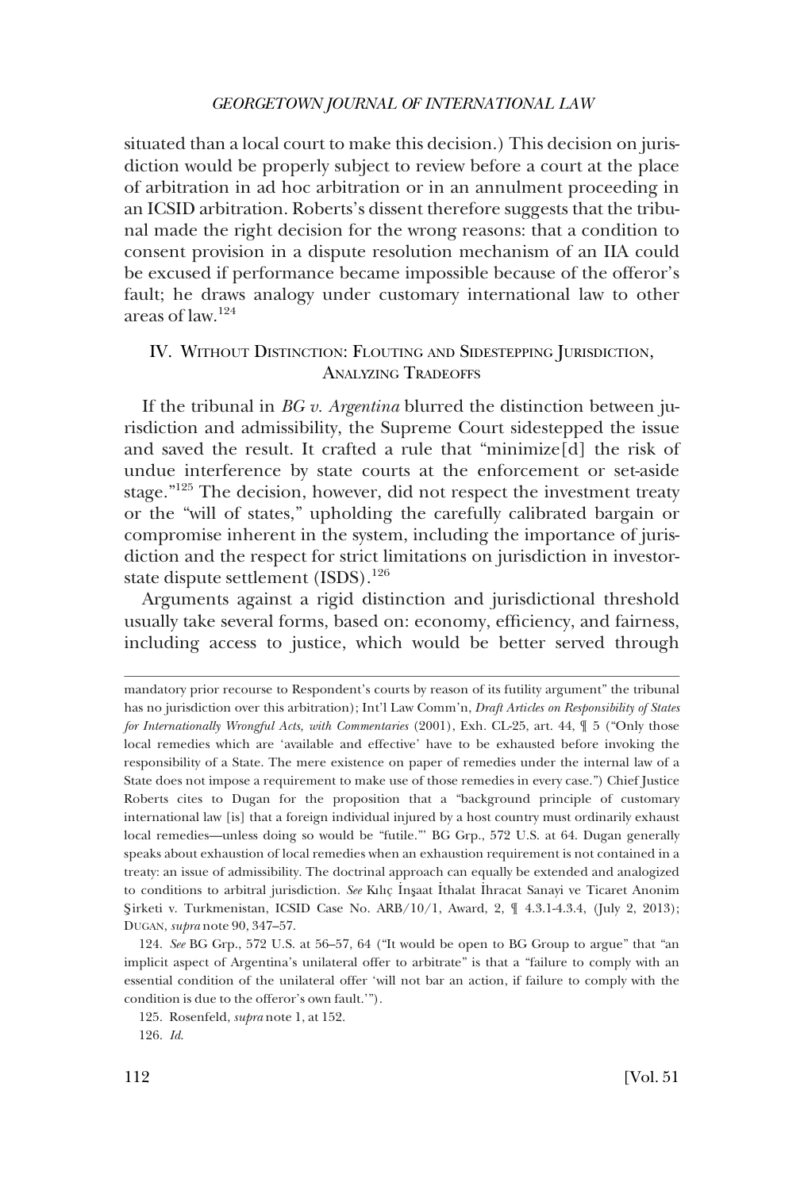situated than a local court to make this decision.) This decision on jurisdiction would be properly subject to review before a court at the place of arbitration in ad hoc arbitration or in an annulment proceeding in an ICSID arbitration. Roberts's dissent therefore suggests that the tribunal made the right decision for the wrong reasons: that a condition to consent provision in a dispute resolution mechanism of an IIA could be excused if performance became impossible because of the offeror's fault; he draws analogy under customary international law to other areas of law.[124]

## IV. Without Distinction: Flouting and Sidestepping Jurisdiction, Analyzing Tradeoffs

If the tribunal in *BG v. Argentina* blurred the distinction between jurisdiction and admissibility, the Supreme Court sidestepped the issue and saved the result. It crafted a rule that "minimize[d] the risk of undue interference by state courts at the enforcement or set-aside stage."[125] The decision, however, did not respect the investment treaty or the "will of states," upholding the carefully calibrated bargain or compromise inherent in the system, including the importance of jurisdiction and the respect for strict limitations on jurisdiction in investor-state dispute settlement (ISDS).[126]

Arguments against a rigid distinction and jurisdictional threshold usually take several forms, based on: economy, efficiency, and fairness, including access to justice, which would be better served through

---

mandatory prior recourse to Respondent's courts by reason of its futility argument" the tribunal has no jurisdiction over this arbitration); Int'l Law Comm'n, *Draft Articles on Responsibility of States for Internationally Wrongful Acts, with Commentaries* (2001), Exh. CL-25, art. 44, ¶ 5 ("Only those local remedies which are 'available and effective' have to be exhausted before invoking the responsibility of a State. The mere existence on paper of remedies under the internal law of a State does not impose a requirement to make use of those remedies in every case.") Chief Justice Roberts cites to Dugan for the proposition that a "background principle of customary international law [is] that a foreign individual injured by a host country must ordinarily exhaust local remedies—unless doing so would be "futile."' BG Grp., 572 U.S. at 64. Dugan generally speaks about exhaustion of local remedies when an exhaustion requirement is not contained in a treaty: an issue of admissibility. The doctrinal approach can equally be extended and analogized to conditions to arbitral jurisdiction. *See* Kılıç İnşaat İthalat İhracat Sanayi ve Ticaret Anonim Şirketi v. Turkmenistan, ICSID Case No. ARB/10/1, Award, 2, ¶ 4.3.1-4.3.4, (July 2, 2013); DUGAN, *supra* note 90, 347–57.

124. *See* BG Grp., 572 U.S. at 56–57, 64 ("It would be open to BG Group to argue" that "an implicit aspect of Argentina's unilateral offer to arbitrate" is that a "failure to comply with an essential condition of the unilateral offer 'will not bar an action, if failure to comply with the condition is due to the offeror's own fault.'").

125. Rosenfeld, *supra* note 1, at 152.

126. *Id.*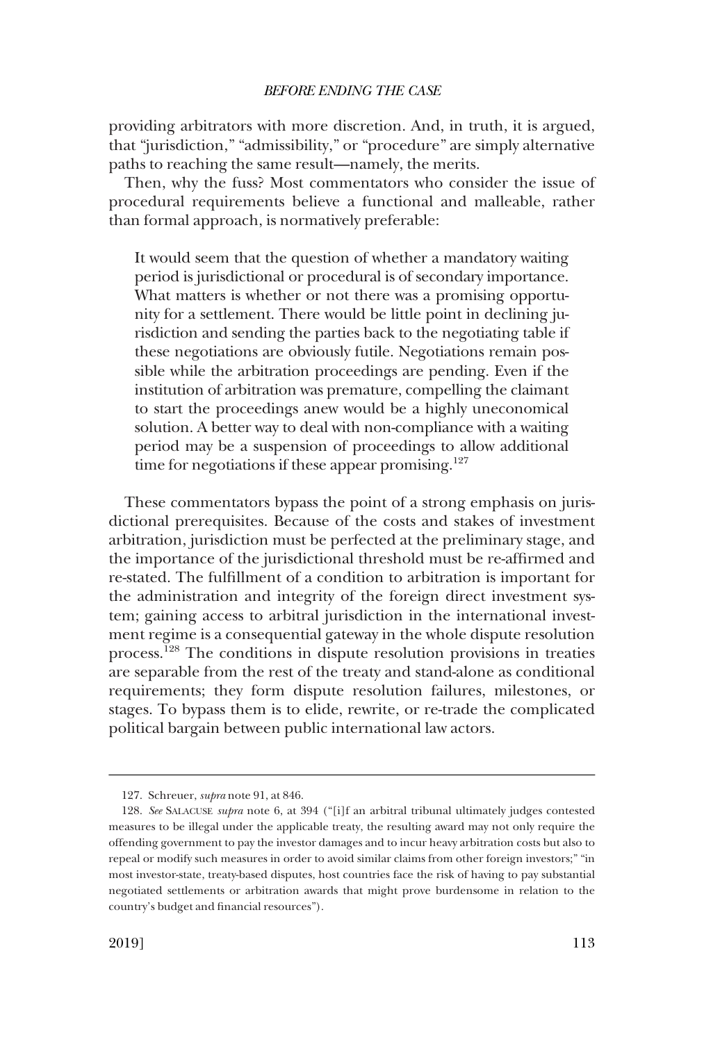providing arbitrators with more discretion. And, in truth, it is argued, that "jurisdiction," "admissibility," or "procedure" are simply alternative paths to reaching the same result—namely, the merits.

Then, why the fuss? Most commentators who consider the issue of procedural requirements believe a functional and malleable, rather than formal approach, is normatively preferable:

> It would seem that the question of whether a mandatory waiting period is jurisdictional or procedural is of secondary importance. What matters is whether or not there was a promising opportunity for a settlement. There would be little point in declining jurisdiction and sending the parties back to the negotiating table if these negotiations are obviously futile. Negotiations remain possible while the arbitration proceedings are pending. Even if the institution of arbitration was premature, compelling the claimant to start the proceedings anew would be a highly uneconomical solution. A better way to deal with non-compliance with a waiting period may be a suspension of proceedings to allow additional time for negotiations if these appear promising.[127]

These commentators bypass the point of a strong emphasis on jurisdictional prerequisites. Because of the costs and stakes of investment arbitration, jurisdiction must be perfected at the preliminary stage, and the importance of the jurisdictional threshold must be re-affirmed and re-stated. The fulfillment of a condition to arbitration is important for the administration and integrity of the foreign direct investment system; gaining access to arbitral jurisdiction in the international investment regime is a consequential gateway in the whole dispute resolution process.[128] The conditions in dispute resolution provisions in treaties are separable from the rest of the treaty and stand-alone as conditional requirements; they form dispute resolution failures, milestones, or stages. To bypass them is to elide, rewrite, or re-trade the complicated political bargain between public international law actors.

---

127. Schreuer, *supra* note 91, at 846.

128. *See* SALACUSE *supra* note 6, at 394 ("[i]f an arbitral tribunal ultimately judges contested measures to be illegal under the applicable treaty, the resulting award may not only require the offending government to pay the investor damages and to incur heavy arbitration costs but also to repeal or modify such measures in order to avoid similar claims from other foreign investors;" "in most investor-state, treaty-based disputes, host countries face the risk of having to pay substantial negotiated settlements or arbitration awards that might prove burdensome in relation to the country's budget and financial resources").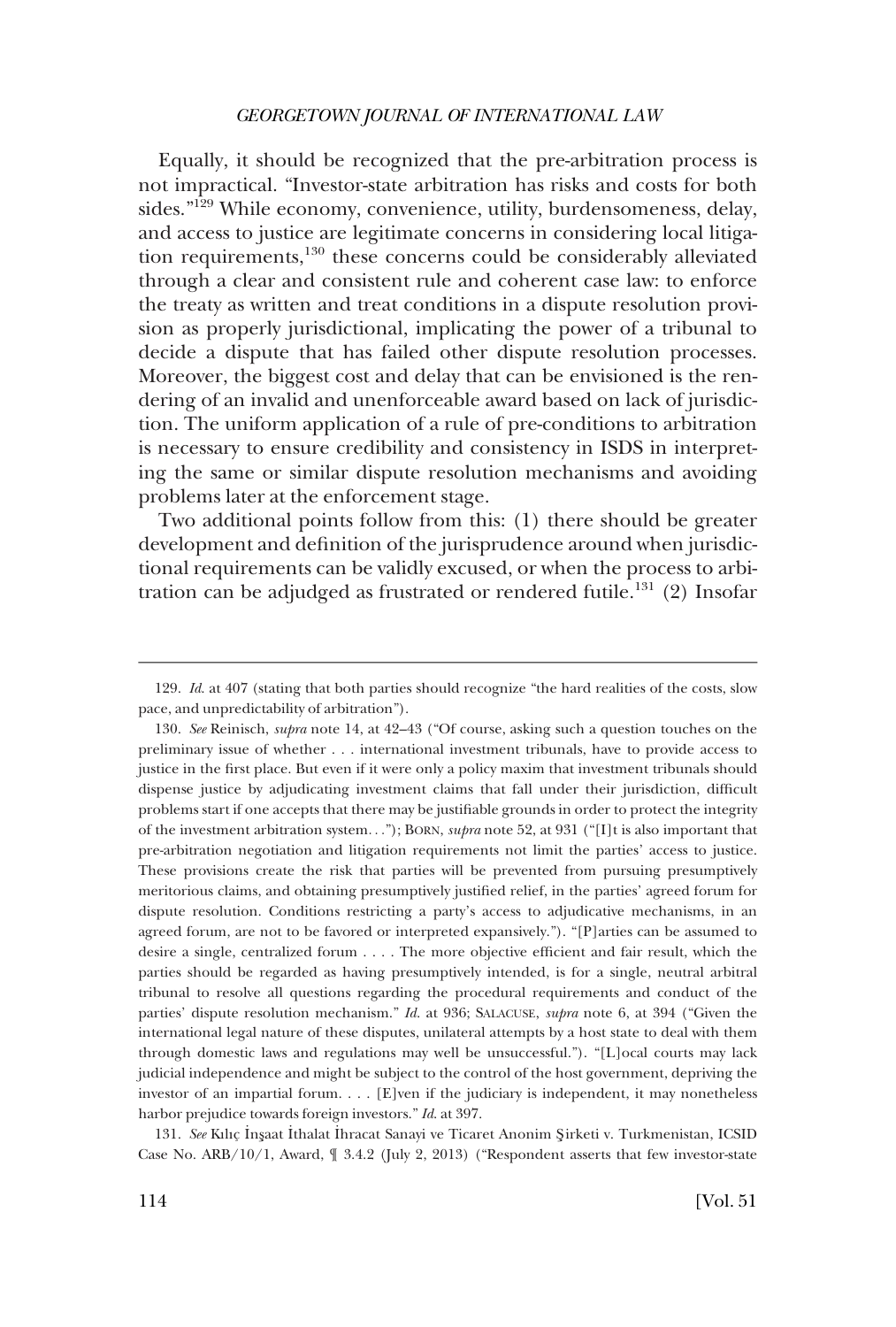Equally, it should be recognized that the pre-arbitration process is not impractical. "Investor-state arbitration has risks and costs for both sides."[129] While economy, convenience, utility, burdensomeness, delay, and access to justice are legitimate concerns in considering local litigation requirements,[130] these concerns could be considerably alleviated through a clear and consistent rule and coherent case law: to enforce the treaty as written and treat conditions in a dispute resolution provision as properly jurisdictional, implicating the power of a tribunal to decide a dispute that has failed other dispute resolution processes. Moreover, the biggest cost and delay that can be envisioned is the rendering of an invalid and unenforceable award based on lack of jurisdiction. The uniform application of a rule of pre-conditions to arbitration is necessary to ensure credibility and consistency in ISDS in interpreting the same or similar dispute resolution mechanisms and avoiding problems later at the enforcement stage.

Two additional points follow from this: (1) there should be greater development and definition of the jurisprudence around when jurisdictional requirements can be validly excused, or when the process to arbitration can be adjudged as frustrated or rendered futile.[131] (2) Insofar

---

129. *Id.* at 407 (stating that both parties should recognize "the hard realities of the costs, slow pace, and unpredictability of arbitration").

130. *See* Reinisch, *supra* note 14, at 42–43 ("Of course, asking such a question touches on the preliminary issue of whether . . . international investment tribunals, have to provide access to justice in the first place. But even if it were only a policy maxim that investment tribunals should dispense justice by adjudicating investment claims that fall under their jurisdiction, difficult problems start if one accepts that there may be justifiable grounds in order to protect the integrity of the investment arbitration system. . ."); BORN, *supra* note 52, at 931 ("[I]t is also important that pre-arbitration negotiation and litigation requirements not limit the parties' access to justice. These provisions create the risk that parties will be prevented from pursuing presumptively meritorious claims, and obtaining presumptively justified relief, in the parties' agreed forum for dispute resolution. Conditions restricting a party's access to adjudicative mechanisms, in an agreed forum, are not to be favored or interpreted expansively."). "[P]arties can be assumed to desire a single, centralized forum . . . . The more objective efficient and fair result, which the parties should be regarded as having presumptively intended, is for a single, neutral arbitral tribunal to resolve all questions regarding the procedural requirements and conduct of the parties' dispute resolution mechanism." *Id.* at 936; SALACUSE, *supra* note 6, at 394 ("Given the international legal nature of these disputes, unilateral attempts by a host state to deal with them through domestic laws and regulations may well be unsuccessful."). "[L]ocal courts may lack judicial independence and might be subject to the control of the host government, depriving the investor of an impartial forum. . . . [E]ven if the judiciary is independent, it may nonetheless harbor prejudice towards foreign investors." *Id.* at 397.

131. *See* Kılıç İnşaat İthalat İhracat Sanayi ve Ticaret Anonim Şirketi v. Turkmenistan, ICSID Case No. ARB/10/1, Award, ¶ 3.4.2 (July 2, 2013) ("Respondent asserts that few investor-state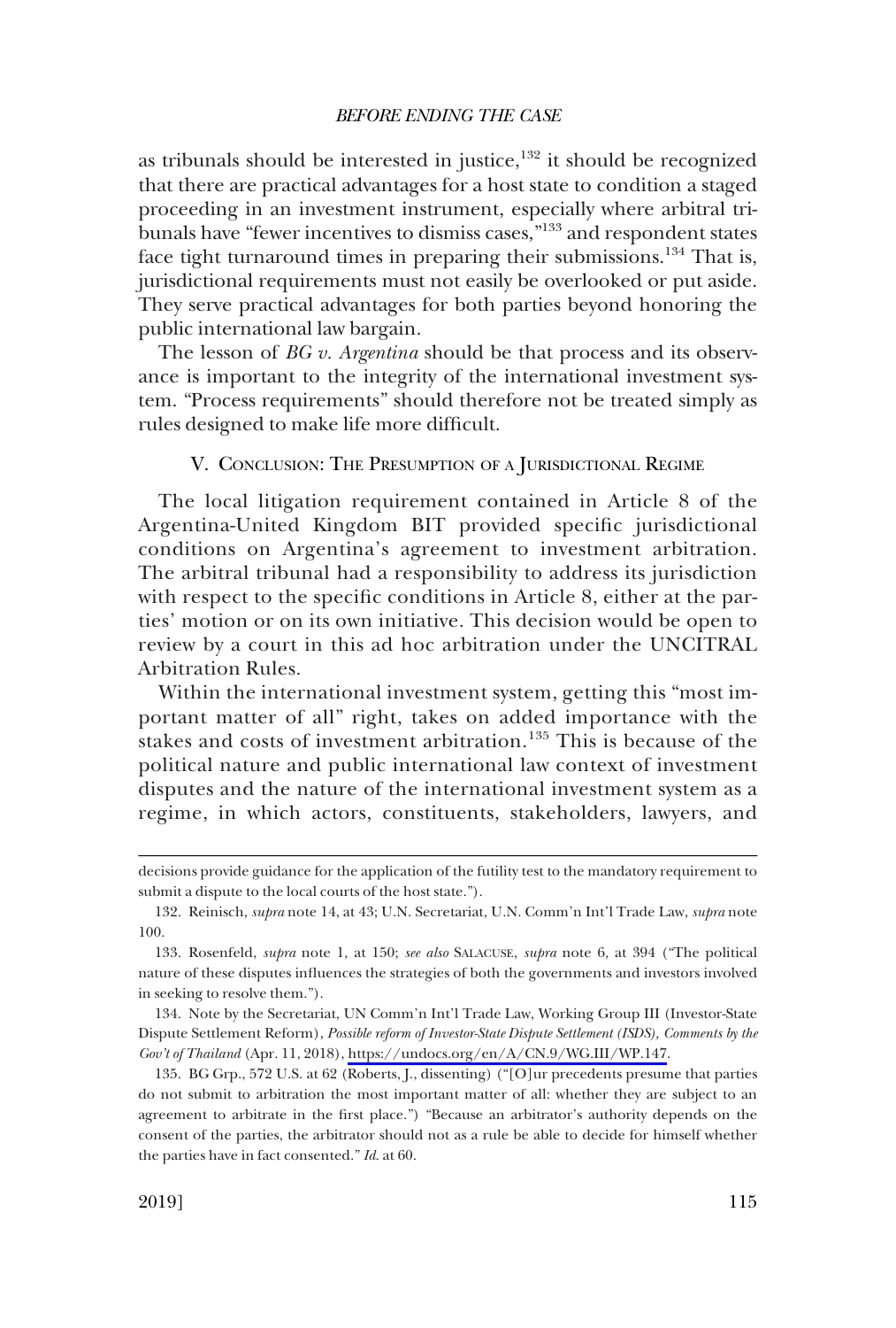as tribunals should be interested in justice,[132] it should be recognized that there are practical advantages for a host state to condition a staged proceeding in an investment instrument, especially where arbitral tribunals have "fewer incentives to dismiss cases,"[133] and respondent states face tight turnaround times in preparing their submissions.[134] That is, jurisdictional requirements must not easily be overlooked or put aside. They serve practical advantages for both parties beyond honoring the public international law bargain.

The lesson of *BG v. Argentina* should be that process and its observance is important to the integrity of the international investment system. "Process requirements" should therefore not be treated simply as rules designed to make life more difficult.

## V. Conclusion: The Presumption of a Jurisdictional Regime

The local litigation requirement contained in Article 8 of the Argentina-United Kingdom BIT provided specific jurisdictional conditions on Argentina's agreement to investment arbitration. The arbitral tribunal had a responsibility to address its jurisdiction with respect to the specific conditions in Article 8, either at the parties' motion or on its own initiative. This decision would be open to review by a court in this ad hoc arbitration under the UNCITRAL Arbitration Rules.

Within the international investment system, getting this "most important matter of all" right, takes on added importance with the stakes and costs of investment arbitration.[135] This is because of the political nature and public international law context of investment disputes and the nature of the international investment system as a regime, in which actors, constituents, stakeholders, lawyers, and

---

decisions provide guidance for the application of the futility test to the mandatory requirement to submit a dispute to the local courts of the host state.").

132. Reinisch, *supra* note 14, at 43; U.N. Secretariat, U.N. Comm'n Int'l Trade Law, *supra* note 100.

133. Rosenfeld, *supra* note 1, at 150; *see also* Salacuse, *supra* note 6, at 394 ("The political nature of these disputes influences the strategies of both the governments and investors involved in seeking to resolve them.").

134. Note by the Secretariat, UN Comm'n Int'l Trade Law, Working Group III (Investor-State Dispute Settlement Reform), *Possible reform of Investor-State Dispute Settlement (ISDS), Comments by the Gov't of Thailand* (Apr. 11, 2018), https://undocs.org/en/A/CN.9/WG.III/WP.147.

135. BG Grp., 572 U.S. at 62 (Roberts, J., dissenting) ("[O]ur precedents presume that parties do not submit to arbitration the most important matter of all: whether they are subject to an agreement to arbitrate in the first place.") "Because an arbitrator's authority depends on the consent of the parties, the arbitrator should not as a rule be able to decide for himself whether the parties have in fact consented." *Id.* at 60.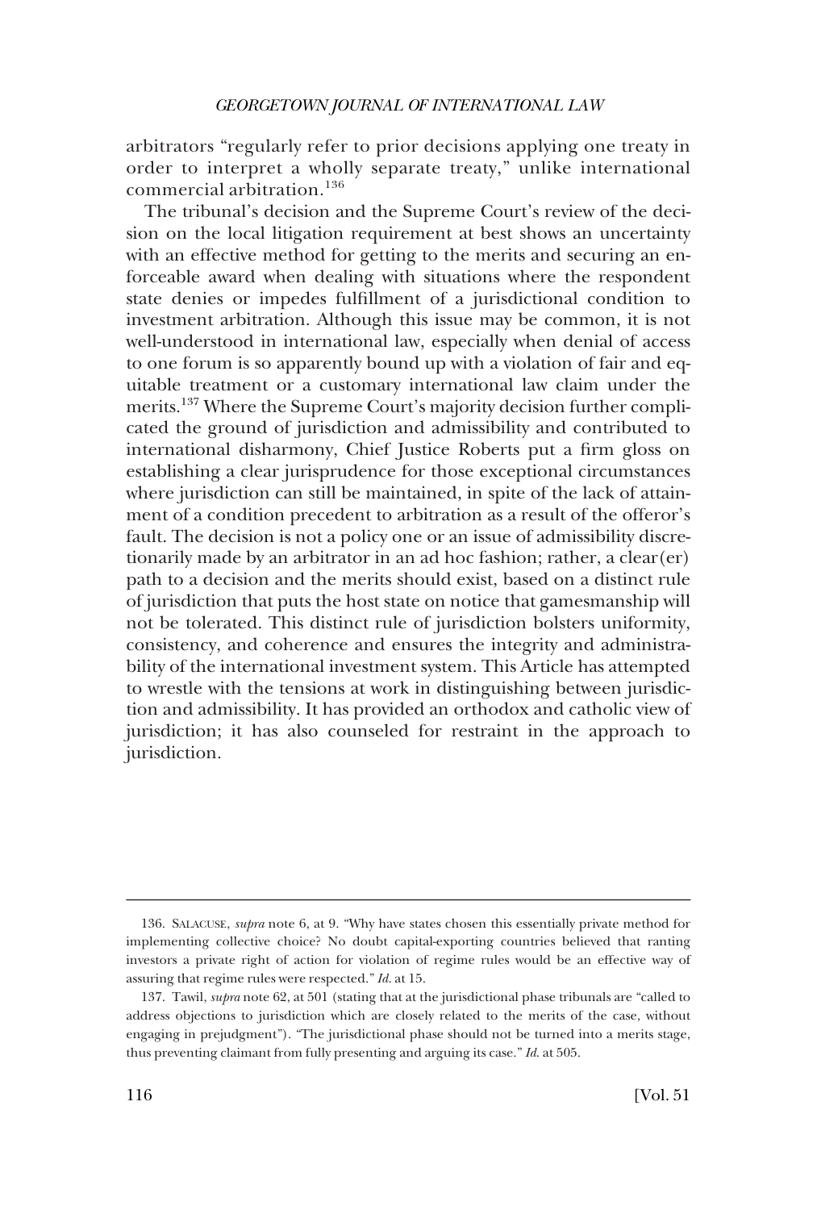arbitrators "regularly refer to prior decisions applying one treaty in order to interpret a wholly separate treaty," unlike international commercial arbitration.[136]

The tribunal's decision and the Supreme Court's review of the decision on the local litigation requirement at best shows an uncertainty with an effective method for getting to the merits and securing an enforceable award when dealing with situations where the respondent state denies or impedes fulfillment of a jurisdictional condition to investment arbitration. Although this issue may be common, it is not well-understood in international law, especially when denial of access to one forum is so apparently bound up with a violation of fair and equitable treatment or a customary international law claim under the merits.[137] Where the Supreme Court's majority decision further complicated the ground of jurisdiction and admissibility and contributed to international disharmony, Chief Justice Roberts put a firm gloss on establishing a clear jurisprudence for those exceptional circumstances where jurisdiction can still be maintained, in spite of the lack of attainment of a condition precedent to arbitration as a result of the offeror's fault. The decision is not a policy one or an issue of admissibility discretionarily made by an arbitrator in an ad hoc fashion; rather, a clear(er) path to a decision and the merits should exist, based on a distinct rule of jurisdiction that puts the host state on notice that gamesmanship will not be tolerated. This distinct rule of jurisdiction bolsters uniformity, consistency, and coherence and ensures the integrity and administrability of the international investment system. This Article has attempted to wrestle with the tensions at work in distinguishing between jurisdiction and admissibility. It has provided an orthodox and catholic view of jurisdiction; it has also counseled for restraint in the approach to jurisdiction.

---

136. SALACUSE, *supra* note 6, at 9. "Why have states chosen this essentially private method for implementing collective choice? No doubt capital-exporting countries believed that ranting investors a private right of action for violation of regime rules would be an effective way of assuring that regime rules were respected." *Id.* at 15.

137. Tawil, *supra* note 62, at 501 (stating that at the jurisdictional phase tribunals are "called to address objections to jurisdiction which are closely related to the merits of the case, without engaging in prejudgment"). "The jurisdictional phase should not be turned into a merits stage, thus preventing claimant from fully presenting and arguing its case." *Id.* at 505.